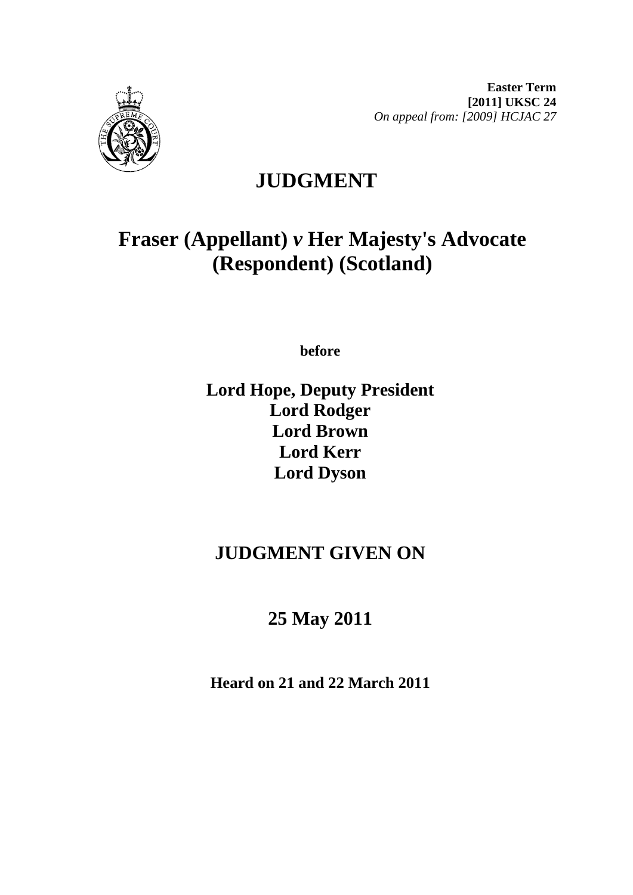**Easter Term**
**[2011] UKSC 24**
*On appeal from: [2009] HCJAC 27*

# JUDGMENT

## Fraser (Appellant) *v* Her Majesty's Advocate (Respondent) (Scotland)

**before**

**Lord Hope, Deputy President**
**Lord Rodger**
**Lord Brown**
**Lord Kerr**
**Lord Dyson**

## JUDGMENT GIVEN ON

## 25 May 2011

**Heard on 21 and 22 March 2011**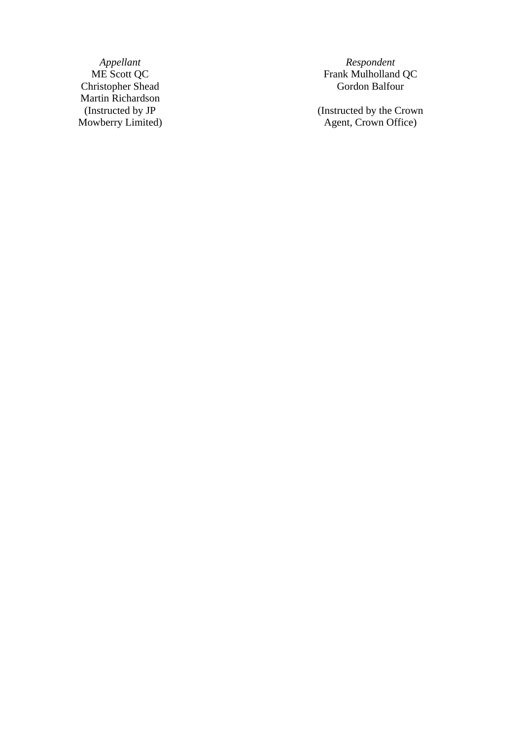| *Appellant* | *Respondent* |
|---|---|
| ME Scott QC | Frank Mulholland QC |
| Christopher Shead | Gordon Balfour |
| Martin Richardson | |
| (Instructed by JP Mowberry Limited) | (Instructed by the Crown Agent, Crown Office) |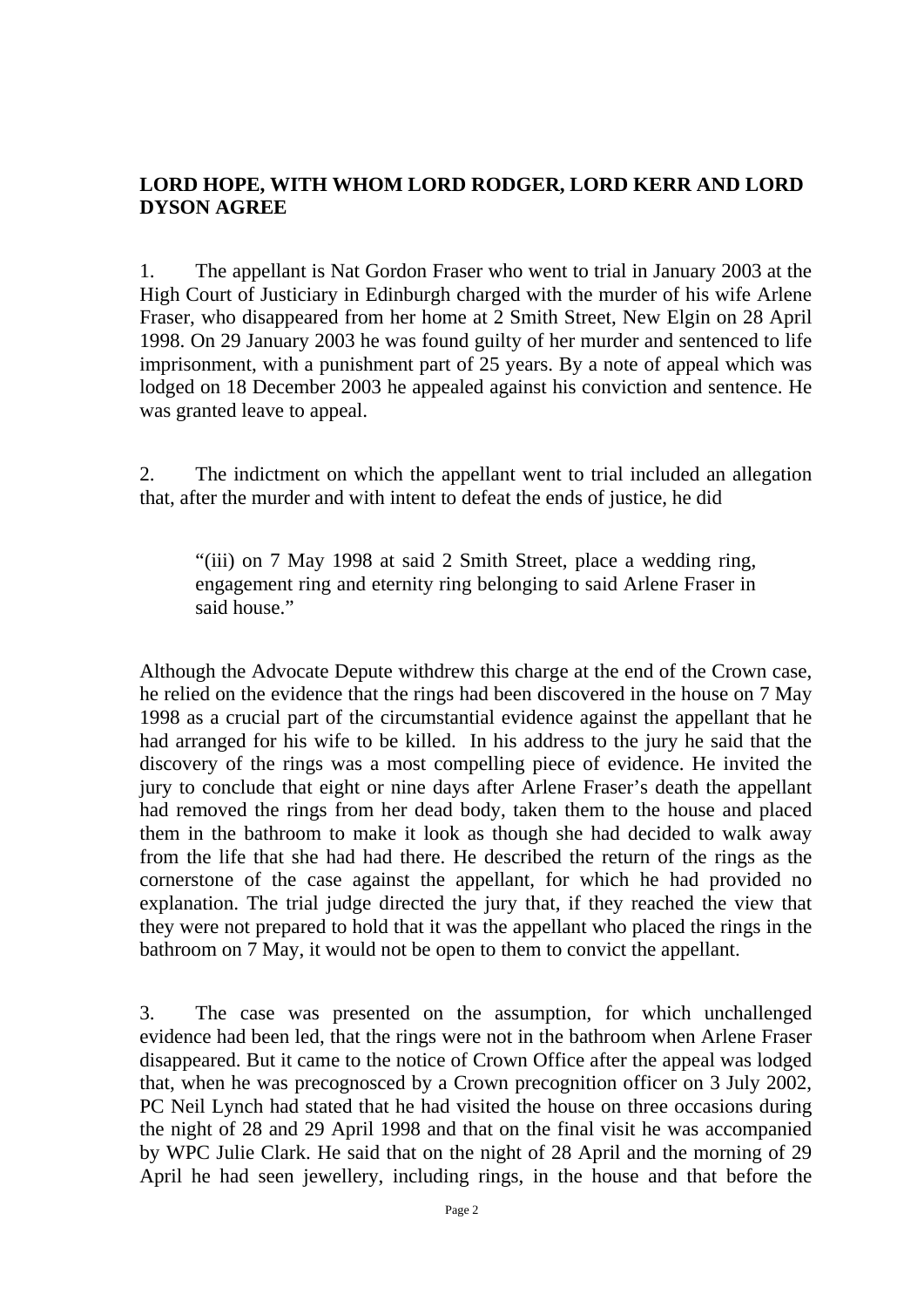**LORD HOPE, WITH WHOM LORD RODGER, LORD KERR AND LORD DYSON AGREE**

1. The appellant is Nat Gordon Fraser who went to trial in January 2003 at the High Court of Justiciary in Edinburgh charged with the murder of his wife Arlene Fraser, who disappeared from her home at 2 Smith Street, New Elgin on 28 April 1998. On 29 January 2003 he was found guilty of her murder and sentenced to life imprisonment, with a punishment part of 25 years. By a note of appeal which was lodged on 18 December 2003 he appealed against his conviction and sentence. He was granted leave to appeal.

2. The indictment on which the appellant went to trial included an allegation that, after the murder and with intent to defeat the ends of justice, he did

> "(iii) on 7 May 1998 at said 2 Smith Street, place a wedding ring, engagement ring and eternity ring belonging to said Arlene Fraser in said house."

Although the Advocate Depute withdrew this charge at the end of the Crown case, he relied on the evidence that the rings had been discovered in the house on 7 May 1998 as a crucial part of the circumstantial evidence against the appellant that he had arranged for his wife to be killed. In his address to the jury he said that the discovery of the rings was a most compelling piece of evidence. He invited the jury to conclude that eight or nine days after Arlene Fraser's death the appellant had removed the rings from her dead body, taken them to the house and placed them in the bathroom to make it look as though she had decided to walk away from the life that she had had there. He described the return of the rings as the cornerstone of the case against the appellant, for which he had provided no explanation. The trial judge directed the jury that, if they reached the view that they were not prepared to hold that it was the appellant who placed the rings in the bathroom on 7 May, it would not be open to them to convict the appellant.

3. The case was presented on the assumption, for which unchallenged evidence had been led, that the rings were not in the bathroom when Arlene Fraser disappeared. But it came to the notice of Crown Office after the appeal was lodged that, when he was precognosced by a Crown precognition officer on 3 July 2002, PC Neil Lynch had stated that he had visited the house on three occasions during the night of 28 and 29 April 1998 and that on the final visit he was accompanied by WPC Julie Clark. He said that on the night of 28 April and the morning of 29 April he had seen jewellery, including rings, in the house and that before the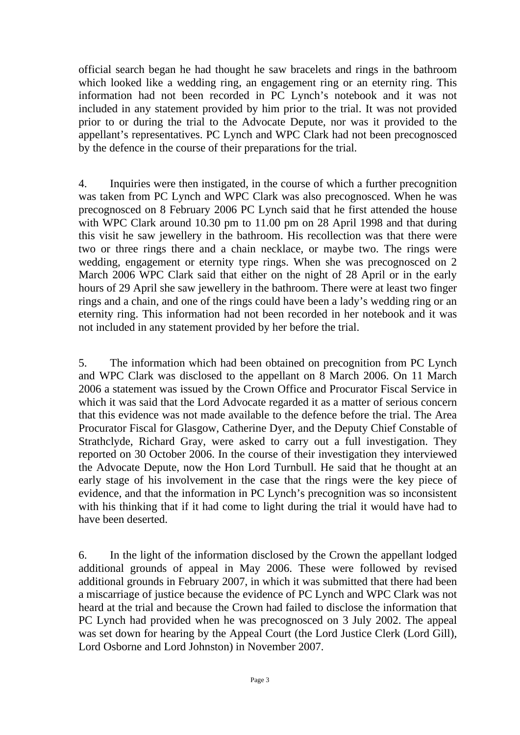official search began he had thought he saw bracelets and rings in the bathroom which looked like a wedding ring, an engagement ring or an eternity ring. This information had not been recorded in PC Lynch's notebook and it was not included in any statement provided by him prior to the trial. It was not provided prior to or during the trial to the Advocate Depute, nor was it provided to the appellant's representatives. PC Lynch and WPC Clark had not been precognosced by the defence in the course of their preparations for the trial.

4. Inquiries were then instigated, in the course of which a further precognition was taken from PC Lynch and WPC Clark was also precognosced. When he was precognosced on 8 February 2006 PC Lynch said that he first attended the house with WPC Clark around 10.30 pm to 11.00 pm on 28 April 1998 and that during this visit he saw jewellery in the bathroom. His recollection was that there were two or three rings there and a chain necklace, or maybe two. The rings were wedding, engagement or eternity type rings. When she was precognosced on 2 March 2006 WPC Clark said that either on the night of 28 April or in the early hours of 29 April she saw jewellery in the bathroom. There were at least two finger rings and a chain, and one of the rings could have been a lady's wedding ring or an eternity ring. This information had not been recorded in her notebook and it was not included in any statement provided by her before the trial.

5. The information which had been obtained on precognition from PC Lynch and WPC Clark was disclosed to the appellant on 8 March 2006. On 11 March 2006 a statement was issued by the Crown Office and Procurator Fiscal Service in which it was said that the Lord Advocate regarded it as a matter of serious concern that this evidence was not made available to the defence before the trial. The Area Procurator Fiscal for Glasgow, Catherine Dyer, and the Deputy Chief Constable of Strathclyde, Richard Gray, were asked to carry out a full investigation. They reported on 30 October 2006. In the course of their investigation they interviewed the Advocate Depute, now the Hon Lord Turnbull. He said that he thought at an early stage of his involvement in the case that the rings were the key piece of evidence, and that the information in PC Lynch's precognition was so inconsistent with his thinking that if it had come to light during the trial it would have had to have been deserted.

6. In the light of the information disclosed by the Crown the appellant lodged additional grounds of appeal in May 2006. These were followed by revised additional grounds in February 2007, in which it was submitted that there had been a miscarriage of justice because the evidence of PC Lynch and WPC Clark was not heard at the trial and because the Crown had failed to disclose the information that PC Lynch had provided when he was precognosced on 3 July 2002. The appeal was set down for hearing by the Appeal Court (the Lord Justice Clerk (Lord Gill), Lord Osborne and Lord Johnston) in November 2007.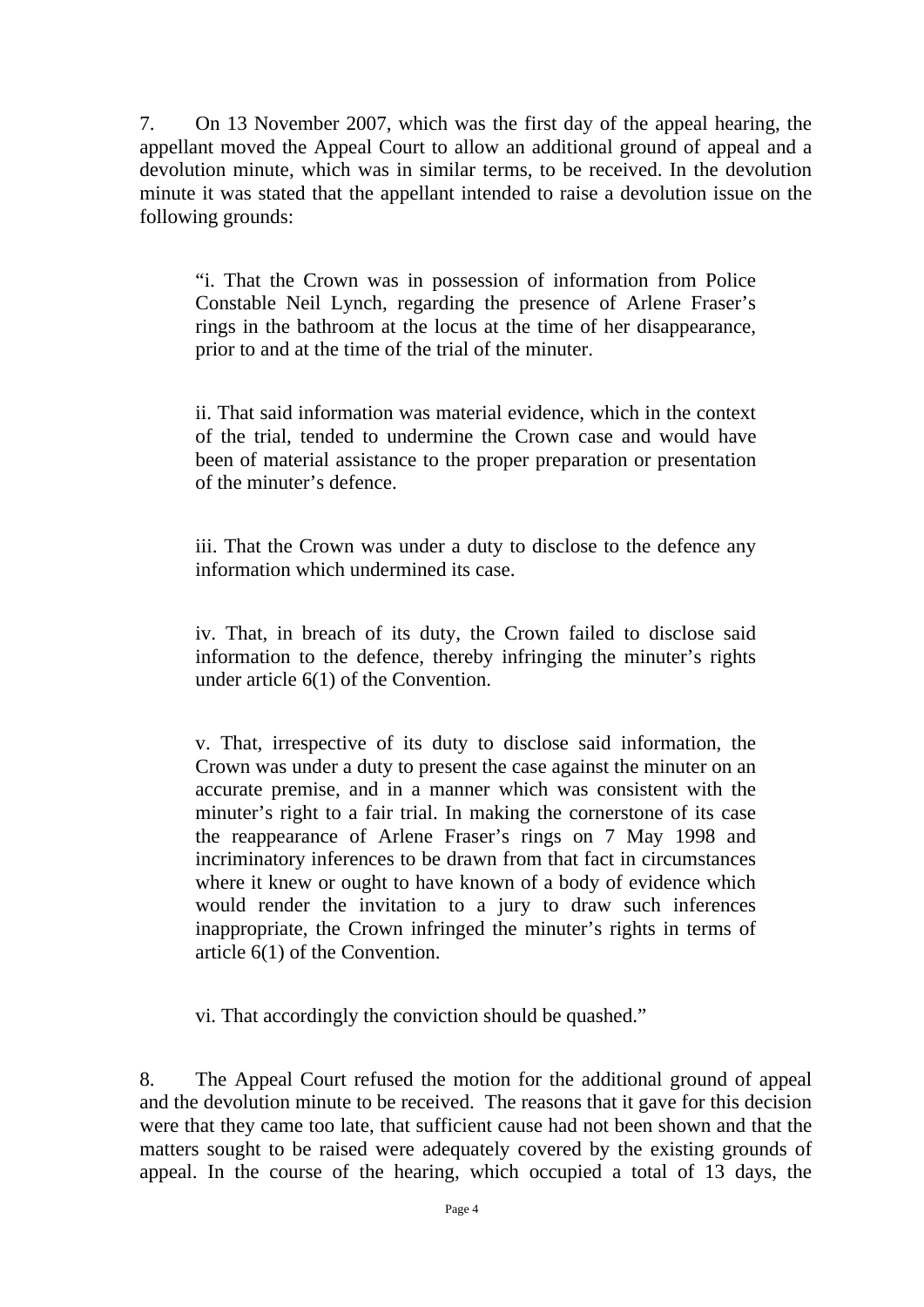7. On 13 November 2007, which was the first day of the appeal hearing, the appellant moved the Appeal Court to allow an additional ground of appeal and a devolution minute, which was in similar terms, to be received. In the devolution minute it was stated that the appellant intended to raise a devolution issue on the following grounds:

> "i. That the Crown was in possession of information from Police Constable Neil Lynch, regarding the presence of Arlene Fraser's rings in the bathroom at the locus at the time of her disappearance, prior to and at the time of the trial of the minuter.
>
> ii. That said information was material evidence, which in the context of the trial, tended to undermine the Crown case and would have been of material assistance to the proper preparation or presentation of the minuter's defence.
>
> iii. That the Crown was under a duty to disclose to the defence any information which undermined its case.
>
> iv. That, in breach of its duty, the Crown failed to disclose said information to the defence, thereby infringing the minuter's rights under article 6(1) of the Convention.
>
> v. That, irrespective of its duty to disclose said information, the Crown was under a duty to present the case against the minuter on an accurate premise, and in a manner which was consistent with the minuter's right to a fair trial. In making the cornerstone of its case the reappearance of Arlene Fraser's rings on 7 May 1998 and incriminatory inferences to be drawn from that fact in circumstances where it knew or ought to have known of a body of evidence which would render the invitation to a jury to draw such inferences inappropriate, the Crown infringed the minuter's rights in terms of article 6(1) of the Convention.
>
> vi. That accordingly the conviction should be quashed."

8. The Appeal Court refused the motion for the additional ground of appeal and the devolution minute to be received. The reasons that it gave for this decision were that they came too late, that sufficient cause had not been shown and that the matters sought to be raised were adequately covered by the existing grounds of appeal. In the course of the hearing, which occupied a total of 13 days, the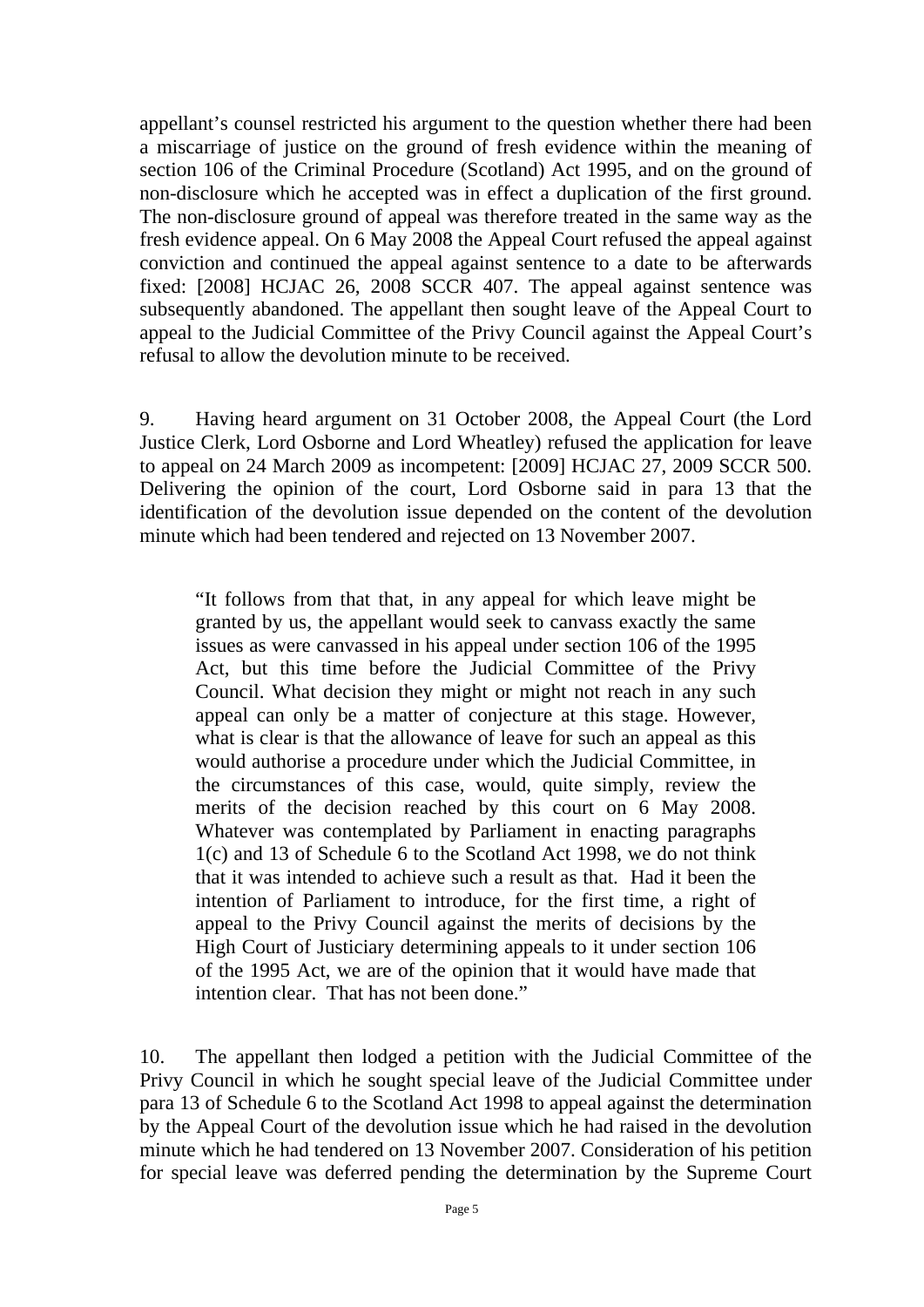appellant's counsel restricted his argument to the question whether there had been a miscarriage of justice on the ground of fresh evidence within the meaning of section 106 of the Criminal Procedure (Scotland) Act 1995, and on the ground of non-disclosure which he accepted was in effect a duplication of the first ground. The non-disclosure ground of appeal was therefore treated in the same way as the fresh evidence appeal. On 6 May 2008 the Appeal Court refused the appeal against conviction and continued the appeal against sentence to a date to be afterwards fixed: [2008] HCJAC 26, 2008 SCCR 407. The appeal against sentence was subsequently abandoned. The appellant then sought leave of the Appeal Court to appeal to the Judicial Committee of the Privy Council against the Appeal Court's refusal to allow the devolution minute to be received.

9. Having heard argument on 31 October 2008, the Appeal Court (the Lord Justice Clerk, Lord Osborne and Lord Wheatley) refused the application for leave to appeal on 24 March 2009 as incompetent: [2009] HCJAC 27, 2009 SCCR 500. Delivering the opinion of the court, Lord Osborne said in para 13 that the identification of the devolution issue depended on the content of the devolution minute which had been tendered and rejected on 13 November 2007.

> "It follows from that that, in any appeal for which leave might be granted by us, the appellant would seek to canvass exactly the same issues as were canvassed in his appeal under section 106 of the 1995 Act, but this time before the Judicial Committee of the Privy Council. What decision they might or might not reach in any such appeal can only be a matter of conjecture at this stage. However, what is clear is that the allowance of leave for such an appeal as this would authorise a procedure under which the Judicial Committee, in the circumstances of this case, would, quite simply, review the merits of the decision reached by this court on 6 May 2008. Whatever was contemplated by Parliament in enacting paragraphs 1(c) and 13 of Schedule 6 to the Scotland Act 1998, we do not think that it was intended to achieve such a result as that. Had it been the intention of Parliament to introduce, for the first time, a right of appeal to the Privy Council against the merits of decisions by the High Court of Justiciary determining appeals to it under section 106 of the 1995 Act, we are of the opinion that it would have made that intention clear. That has not been done."

10. The appellant then lodged a petition with the Judicial Committee of the Privy Council in which he sought special leave of the Judicial Committee under para 13 of Schedule 6 to the Scotland Act 1998 to appeal against the determination by the Appeal Court of the devolution issue which he had raised in the devolution minute which he had tendered on 13 November 2007. Consideration of his petition for special leave was deferred pending the determination by the Supreme Court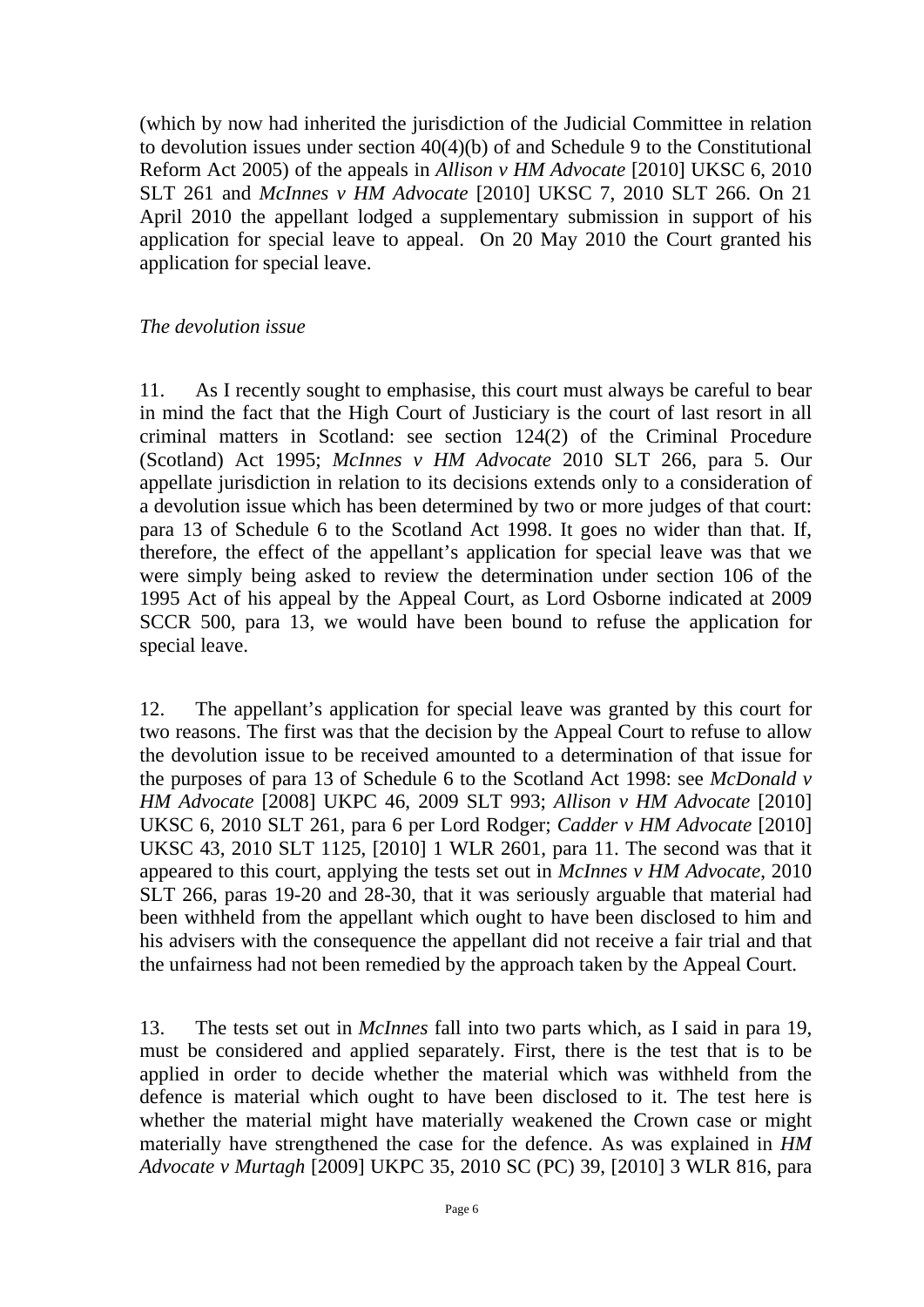(which by now had inherited the jurisdiction of the Judicial Committee in relation to devolution issues under section 40(4)(b) of and Schedule 9 to the Constitutional Reform Act 2005) of the appeals in *Allison v HM Advocate* [2010] UKSC 6, 2010 SLT 261 and *McInnes v HM Advocate* [2010] UKSC 7, 2010 SLT 266. On 21 April 2010 the appellant lodged a supplementary submission in support of his application for special leave to appeal. On 20 May 2010 the Court granted his application for special leave.

*The devolution issue*

11. As I recently sought to emphasise, this court must always be careful to bear in mind the fact that the High Court of Justiciary is the court of last resort in all criminal matters in Scotland: see section 124(2) of the Criminal Procedure (Scotland) Act 1995; *McInnes v HM Advocate* 2010 SLT 266, para 5. Our appellate jurisdiction in relation to its decisions extends only to a consideration of a devolution issue which has been determined by two or more judges of that court: para 13 of Schedule 6 to the Scotland Act 1998. It goes no wider than that. If, therefore, the effect of the appellant's application for special leave was that we were simply being asked to review the determination under section 106 of the 1995 Act of his appeal by the Appeal Court, as Lord Osborne indicated at 2009 SCCR 500, para 13, we would have been bound to refuse the application for special leave.

12. The appellant's application for special leave was granted by this court for two reasons. The first was that the decision by the Appeal Court to refuse to allow the devolution issue to be received amounted to a determination of that issue for the purposes of para 13 of Schedule 6 to the Scotland Act 1998: see *McDonald v HM Advocate* [2008] UKPC 46, 2009 SLT 993; *Allison v HM Advocate* [2010] UKSC 6, 2010 SLT 261, para 6 per Lord Rodger; *Cadder v HM Advocate* [2010] UKSC 43, 2010 SLT 1125, [2010] 1 WLR 2601, para 11. The second was that it appeared to this court, applying the tests set out in *McInnes v HM Advocate*, 2010 SLT 266, paras 19-20 and 28-30, that it was seriously arguable that material had been withheld from the appellant which ought to have been disclosed to him and his advisers with the consequence the appellant did not receive a fair trial and that the unfairness had not been remedied by the approach taken by the Appeal Court.

13. The tests set out in *McInnes* fall into two parts which, as I said in para 19, must be considered and applied separately. First, there is the test that is to be applied in order to decide whether the material which was withheld from the defence is material which ought to have been disclosed to it. The test here is whether the material might have materially weakened the Crown case or might materially have strengthened the case for the defence. As was explained in *HM Advocate v Murtagh* [2009] UKPC 35, 2010 SC (PC) 39, [2010] 3 WLR 816, para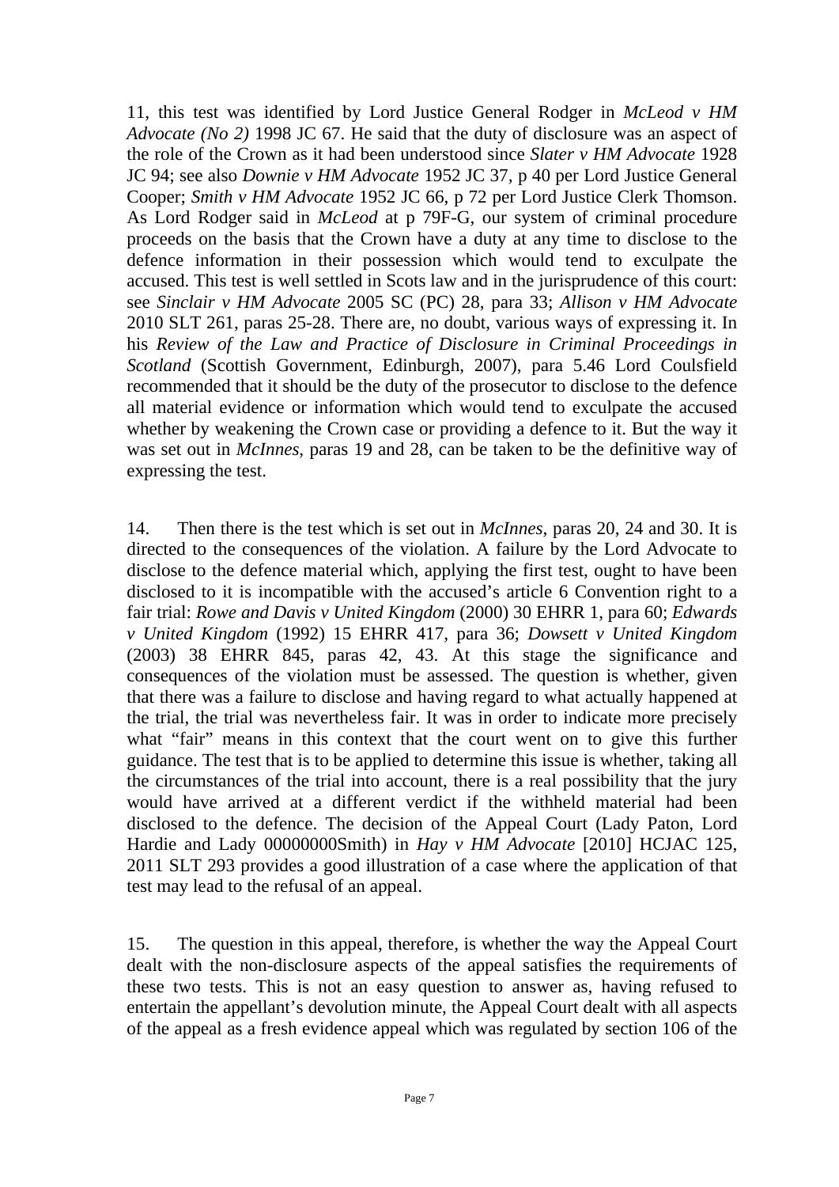11, this test was identified by Lord Justice General Rodger in *McLeod v HM Advocate (No 2)* 1998 JC 67. He said that the duty of disclosure was an aspect of the role of the Crown as it had been understood since *Slater v HM Advocate* 1928 JC 94; see also *Downie v HM Advocate* 1952 JC 37, p 40 per Lord Justice General Cooper; *Smith v HM Advocate* 1952 JC 66, p 72 per Lord Justice Clerk Thomson. As Lord Rodger said in *McLeod* at p 79F-G, our system of criminal procedure proceeds on the basis that the Crown have a duty at any time to disclose to the defence information in their possession which would tend to exculpate the accused. This test is well settled in Scots law and in the jurisprudence of this court: see *Sinclair v HM Advocate* 2005 SC (PC) 28, para 33; *Allison v HM Advocate* 2010 SLT 261, paras 25-28. There are, no doubt, various ways of expressing it. In his *Review of the Law and Practice of Disclosure in Criminal Proceedings in Scotland* (Scottish Government, Edinburgh, 2007), para 5.46 Lord Coulsfield recommended that it should be the duty of the prosecutor to disclose to the defence all material evidence or information which would tend to exculpate the accused whether by weakening the Crown case or providing a defence to it. But the way it was set out in *McInnes*, paras 19 and 28, can be taken to be the definitive way of expressing the test.

14. Then there is the test which is set out in *McInnes*, paras 20, 24 and 30. It is directed to the consequences of the violation. A failure by the Lord Advocate to disclose to the defence material which, applying the first test, ought to have been disclosed to it is incompatible with the accused's article 6 Convention right to a fair trial: *Rowe and Davis v United Kingdom* (2000) 30 EHRR 1, para 60; *Edwards v United Kingdom* (1992) 15 EHRR 417, para 36; *Dowsett v United Kingdom* (2003) 38 EHRR 845, paras 42, 43. At this stage the significance and consequences of the violation must be assessed. The question is whether, given that there was a failure to disclose and having regard to what actually happened at the trial, the trial was nevertheless fair. It was in order to indicate more precisely what "fair" means in this context that the court went on to give this further guidance. The test that is to be applied to determine this issue is whether, taking all the circumstances of the trial into account, there is a real possibility that the jury would have arrived at a different verdict if the withheld material had been disclosed to the defence. The decision of the Appeal Court (Lady Paton, Lord Hardie and Lady 00000000Smith) in *Hay v HM Advocate* [2010] HCJAC 125, 2011 SLT 293 provides a good illustration of a case where the application of that test may lead to the refusal of an appeal.

15. The question in this appeal, therefore, is whether the way the Appeal Court dealt with the non-disclosure aspects of the appeal satisfies the requirements of these two tests. This is not an easy question to answer as, having refused to entertain the appellant's devolution minute, the Appeal Court dealt with all aspects of the appeal as a fresh evidence appeal which was regulated by section 106 of the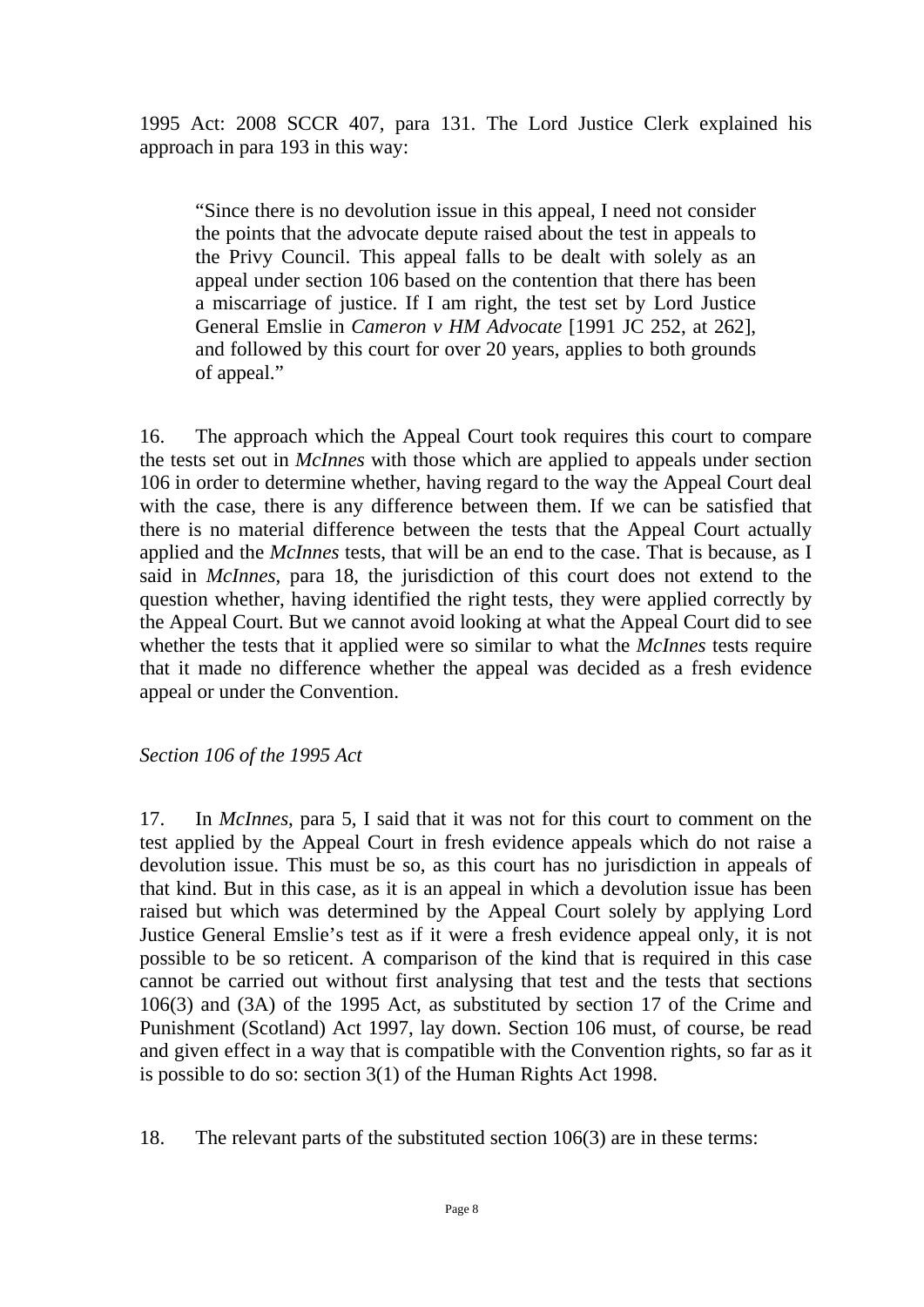1995 Act: 2008 SCCR 407, para 131. The Lord Justice Clerk explained his approach in para 193 in this way:

> "Since there is no devolution issue in this appeal, I need not consider the points that the advocate depute raised about the test in appeals to the Privy Council. This appeal falls to be dealt with solely as an appeal under section 106 based on the contention that there has been a miscarriage of justice. If I am right, the test set by Lord Justice General Emslie in *Cameron v HM Advocate* [1991 JC 252, at 262], and followed by this court for over 20 years, applies to both grounds of appeal."

16. The approach which the Appeal Court took requires this court to compare the tests set out in *McInnes* with those which are applied to appeals under section 106 in order to determine whether, having regard to the way the Appeal Court deal with the case, there is any difference between them. If we can be satisfied that there is no material difference between the tests that the Appeal Court actually applied and the *McInnes* tests, that will be an end to the case. That is because, as I said in *McInnes*, para 18, the jurisdiction of this court does not extend to the question whether, having identified the right tests, they were applied correctly by the Appeal Court. But we cannot avoid looking at what the Appeal Court did to see whether the tests that it applied were so similar to what the *McInnes* tests require that it made no difference whether the appeal was decided as a fresh evidence appeal or under the Convention.

*Section 106 of the 1995 Act*

17. In *McInnes*, para 5, I said that it was not for this court to comment on the test applied by the Appeal Court in fresh evidence appeals which do not raise a devolution issue. This must be so, as this court has no jurisdiction in appeals of that kind. But in this case, as it is an appeal in which a devolution issue has been raised but which was determined by the Appeal Court solely by applying Lord Justice General Emslie's test as if it were a fresh evidence appeal only, it is not possible to be so reticent. A comparison of the kind that is required in this case cannot be carried out without first analysing that test and the tests that sections 106(3) and (3A) of the 1995 Act, as substituted by section 17 of the Crime and Punishment (Scotland) Act 1997, lay down. Section 106 must, of course, be read and given effect in a way that is compatible with the Convention rights, so far as it is possible to do so: section 3(1) of the Human Rights Act 1998.

18. The relevant parts of the substituted section 106(3) are in these terms: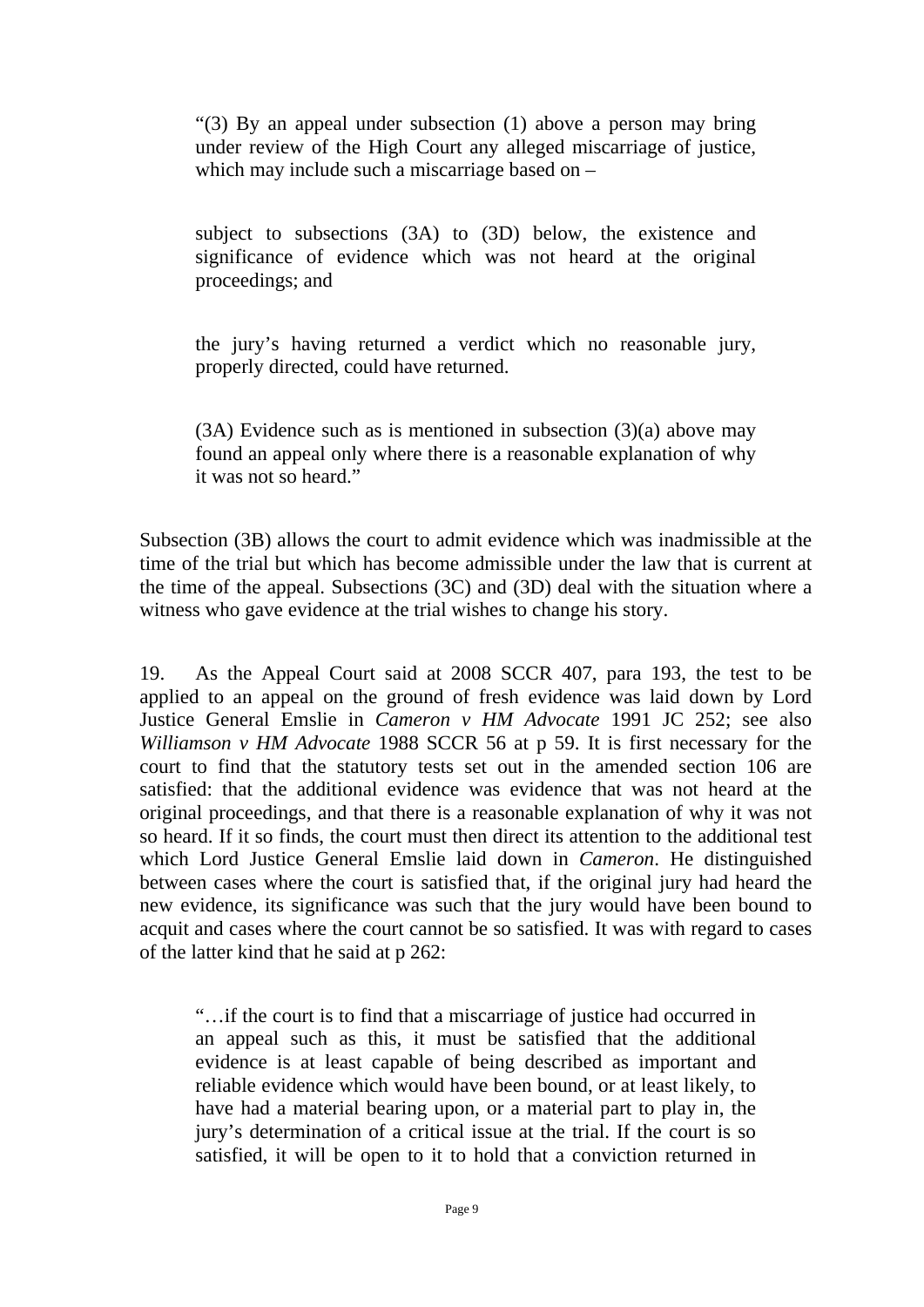> "(3) By an appeal under subsection (1) above a person may bring under review of the High Court any alleged miscarriage of justice, which may include such a miscarriage based on –
>
> subject to subsections (3A) to (3D) below, the existence and significance of evidence which was not heard at the original proceedings; and
>
> the jury's having returned a verdict which no reasonable jury, properly directed, could have returned.
>
> (3A) Evidence such as is mentioned in subsection (3)(a) above may found an appeal only where there is a reasonable explanation of why it was not so heard."

Subsection (3B) allows the court to admit evidence which was inadmissible at the time of the trial but which has become admissible under the law that is current at the time of the appeal. Subsections (3C) and (3D) deal with the situation where a witness who gave evidence at the trial wishes to change his story.

19. As the Appeal Court said at 2008 SCCR 407, para 193, the test to be applied to an appeal on the ground of fresh evidence was laid down by Lord Justice General Emslie in *Cameron v HM Advocate* 1991 JC 252; see also *Williamson v HM Advocate* 1988 SCCR 56 at p 59. It is first necessary for the court to find that the statutory tests set out in the amended section 106 are satisfied: that the additional evidence was evidence that was not heard at the original proceedings, and that there is a reasonable explanation of why it was not so heard. If it so finds, the court must then direct its attention to the additional test which Lord Justice General Emslie laid down in *Cameron*. He distinguished between cases where the court is satisfied that, if the original jury had heard the new evidence, its significance was such that the jury would have been bound to acquit and cases where the court cannot be so satisfied. It was with regard to cases of the latter kind that he said at p 262:

> "…if the court is to find that a miscarriage of justice had occurred in an appeal such as this, it must be satisfied that the additional evidence is at least capable of being described as important and reliable evidence which would have been bound, or at least likely, to have had a material bearing upon, or a material part to play in, the jury's determination of a critical issue at the trial. If the court is so satisfied, it will be open to it to hold that a conviction returned in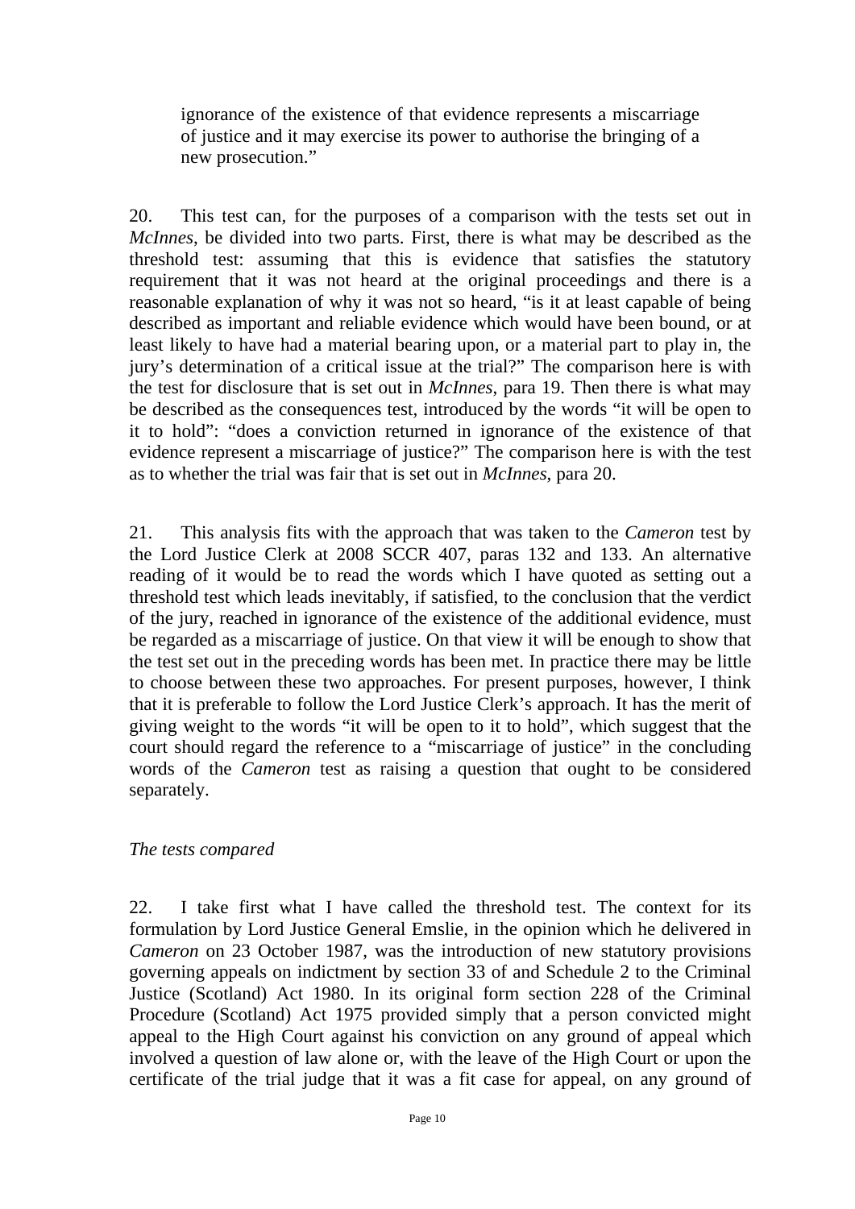ignorance of the existence of that evidence represents a miscarriage of justice and it may exercise its power to authorise the bringing of a new prosecution."

20. This test can, for the purposes of a comparison with the tests set out in *McInnes*, be divided into two parts. First, there is what may be described as the threshold test: assuming that this is evidence that satisfies the statutory requirement that it was not heard at the original proceedings and there is a reasonable explanation of why it was not so heard, "is it at least capable of being described as important and reliable evidence which would have been bound, or at least likely to have had a material bearing upon, or a material part to play in, the jury's determination of a critical issue at the trial?" The comparison here is with the test for disclosure that is set out in *McInnes*, para 19. Then there is what may be described as the consequences test, introduced by the words "it will be open to it to hold": "does a conviction returned in ignorance of the existence of that evidence represent a miscarriage of justice?" The comparison here is with the test as to whether the trial was fair that is set out in *McInnes*, para 20.

21. This analysis fits with the approach that was taken to the *Cameron* test by the Lord Justice Clerk at 2008 SCCR 407, paras 132 and 133. An alternative reading of it would be to read the words which I have quoted as setting out a threshold test which leads inevitably, if satisfied, to the conclusion that the verdict of the jury, reached in ignorance of the existence of the additional evidence, must be regarded as a miscarriage of justice. On that view it will be enough to show that the test set out in the preceding words has been met. In practice there may be little to choose between these two approaches. For present purposes, however, I think that it is preferable to follow the Lord Justice Clerk's approach. It has the merit of giving weight to the words "it will be open to it to hold", which suggest that the court should regard the reference to a "miscarriage of justice" in the concluding words of the *Cameron* test as raising a question that ought to be considered separately.

*The tests compared*

22. I take first what I have called the threshold test. The context for its formulation by Lord Justice General Emslie, in the opinion which he delivered in *Cameron* on 23 October 1987, was the introduction of new statutory provisions governing appeals on indictment by section 33 of and Schedule 2 to the Criminal Justice (Scotland) Act 1980. In its original form section 228 of the Criminal Procedure (Scotland) Act 1975 provided simply that a person convicted might appeal to the High Court against his conviction on any ground of appeal which involved a question of law alone or, with the leave of the High Court or upon the certificate of the trial judge that it was a fit case for appeal, on any ground of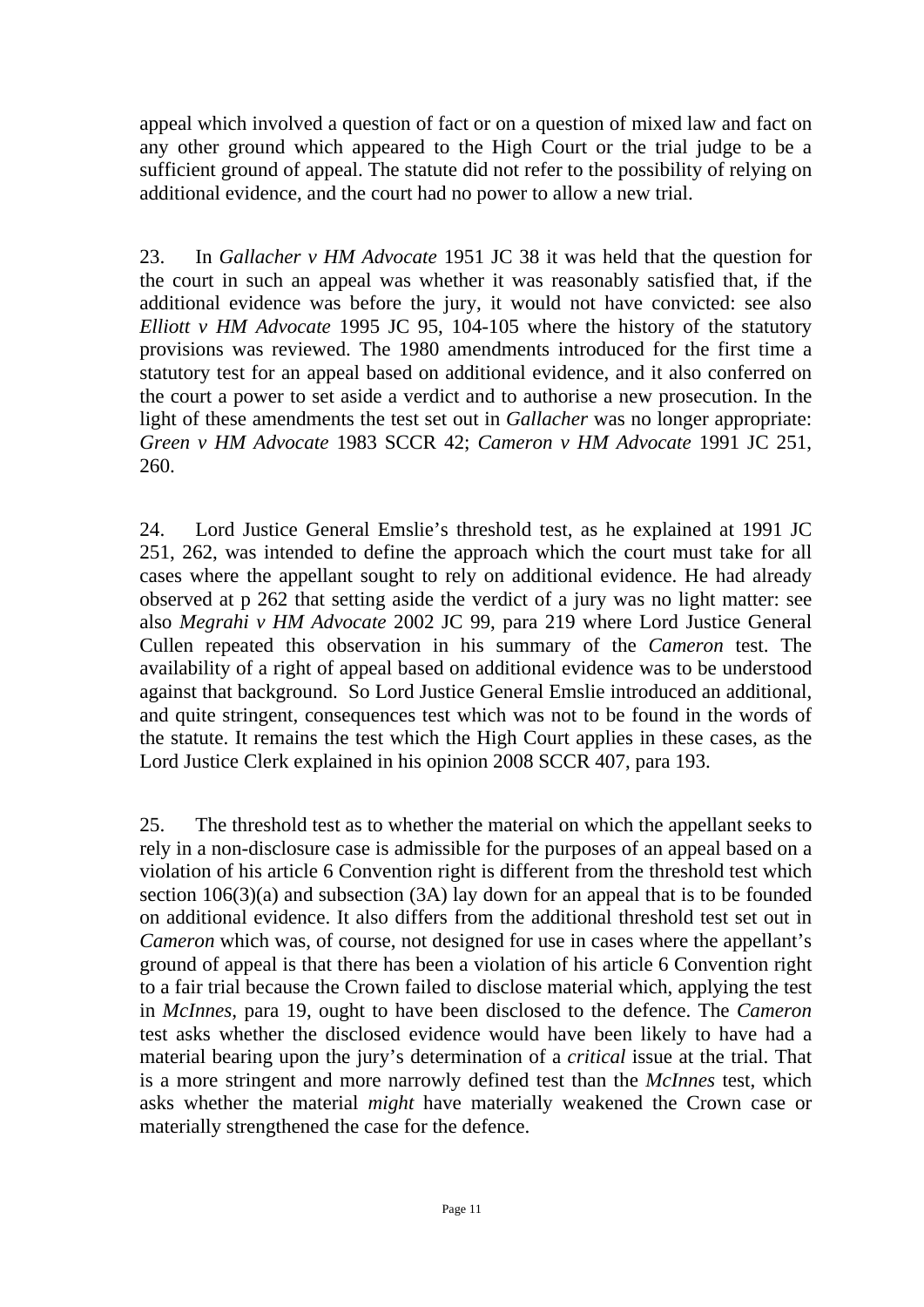appeal which involved a question of fact or on a question of mixed law and fact on any other ground which appeared to the High Court or the trial judge to be a sufficient ground of appeal. The statute did not refer to the possibility of relying on additional evidence, and the court had no power to allow a new trial.

23. In *Gallacher v HM Advocate* 1951 JC 38 it was held that the question for the court in such an appeal was whether it was reasonably satisfied that, if the additional evidence was before the jury, it would not have convicted: see also *Elliott v HM Advocate* 1995 JC 95, 104-105 where the history of the statutory provisions was reviewed. The 1980 amendments introduced for the first time a statutory test for an appeal based on additional evidence, and it also conferred on the court a power to set aside a verdict and to authorise a new prosecution. In the light of these amendments the test set out in *Gallacher* was no longer appropriate: *Green v HM Advocate* 1983 SCCR 42; *Cameron v HM Advocate* 1991 JC 251, 260.

24. Lord Justice General Emslie's threshold test, as he explained at 1991 JC 251, 262, was intended to define the approach which the court must take for all cases where the appellant sought to rely on additional evidence. He had already observed at p 262 that setting aside the verdict of a jury was no light matter: see also *Megrahi v HM Advocate* 2002 JC 99, para 219 where Lord Justice General Cullen repeated this observation in his summary of the *Cameron* test. The availability of a right of appeal based on additional evidence was to be understood against that background. So Lord Justice General Emslie introduced an additional, and quite stringent, consequences test which was not to be found in the words of the statute. It remains the test which the High Court applies in these cases, as the Lord Justice Clerk explained in his opinion 2008 SCCR 407, para 193.

25. The threshold test as to whether the material on which the appellant seeks to rely in a non-disclosure case is admissible for the purposes of an appeal based on a violation of his article 6 Convention right is different from the threshold test which section 106(3)(a) and subsection (3A) lay down for an appeal that is to be founded on additional evidence. It also differs from the additional threshold test set out in *Cameron* which was, of course, not designed for use in cases where the appellant's ground of appeal is that there has been a violation of his article 6 Convention right to a fair trial because the Crown failed to disclose material which, applying the test in *McInnes,* para 19, ought to have been disclosed to the defence. The *Cameron* test asks whether the disclosed evidence would have been likely to have had a material bearing upon the jury's determination of a *critical* issue at the trial. That is a more stringent and more narrowly defined test than the *McInnes* test, which asks whether the material *might* have materially weakened the Crown case or materially strengthened the case for the defence.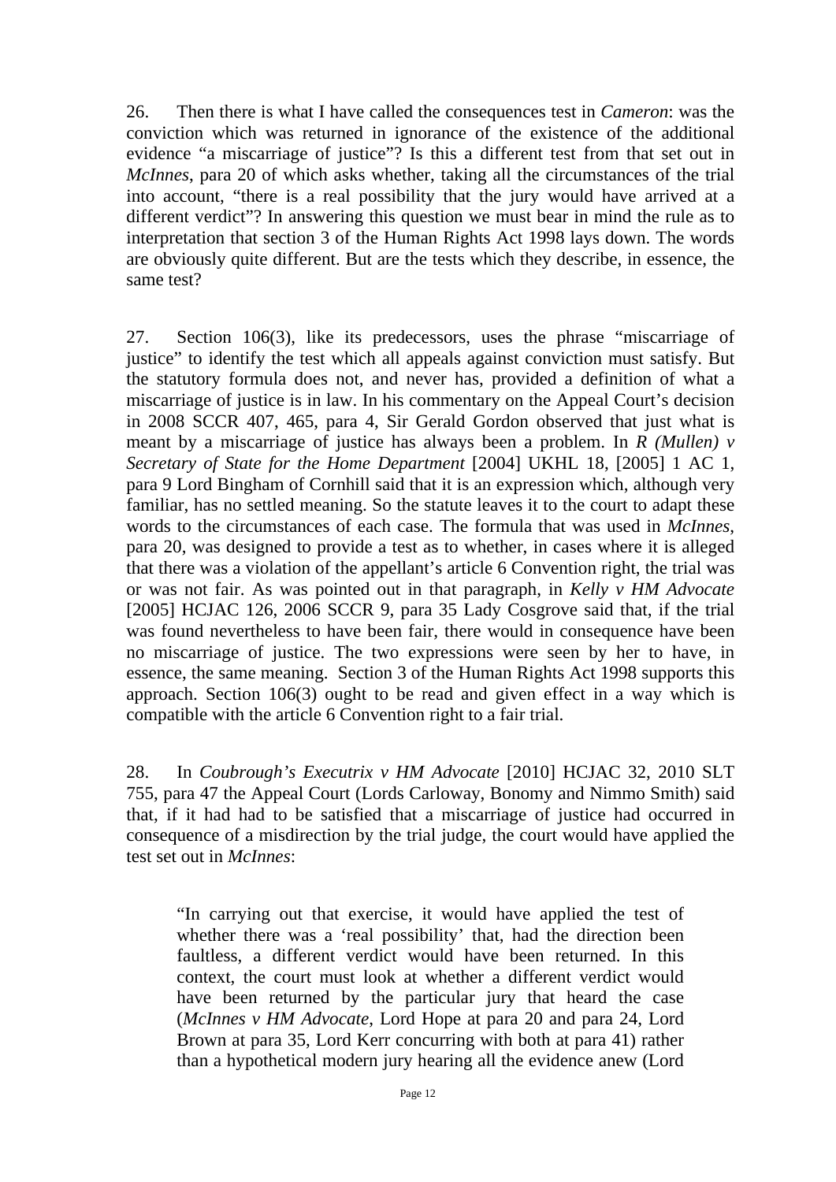26. Then there is what I have called the consequences test in *Cameron*: was the conviction which was returned in ignorance of the existence of the additional evidence "a miscarriage of justice"? Is this a different test from that set out in *McInnes*, para 20 of which asks whether, taking all the circumstances of the trial into account, "there is a real possibility that the jury would have arrived at a different verdict"? In answering this question we must bear in mind the rule as to interpretation that section 3 of the Human Rights Act 1998 lays down. The words are obviously quite different. But are the tests which they describe, in essence, the same test?

27. Section 106(3), like its predecessors, uses the phrase "miscarriage of justice" to identify the test which all appeals against conviction must satisfy. But the statutory formula does not, and never has, provided a definition of what a miscarriage of justice is in law. In his commentary on the Appeal Court's decision in 2008 SCCR 407, 465, para 4, Sir Gerald Gordon observed that just what is meant by a miscarriage of justice has always been a problem. In *R (Mullen) v Secretary of State for the Home Department* [2004] UKHL 18, [2005] 1 AC 1, para 9 Lord Bingham of Cornhill said that it is an expression which, although very familiar, has no settled meaning. So the statute leaves it to the court to adapt these words to the circumstances of each case. The formula that was used in *McInnes*, para 20, was designed to provide a test as to whether, in cases where it is alleged that there was a violation of the appellant's article 6 Convention right, the trial was or was not fair. As was pointed out in that paragraph, in *Kelly v HM Advocate* [2005] HCJAC 126, 2006 SCCR 9, para 35 Lady Cosgrove said that, if the trial was found nevertheless to have been fair, there would in consequence have been no miscarriage of justice. The two expressions were seen by her to have, in essence, the same meaning. Section 3 of the Human Rights Act 1998 supports this approach. Section 106(3) ought to be read and given effect in a way which is compatible with the article 6 Convention right to a fair trial.

28. In *Coubrough's Executrix v HM Advocate* [2010] HCJAC 32, 2010 SLT 755, para 47 the Appeal Court (Lords Carloway, Bonomy and Nimmo Smith) said that, if it had had to be satisfied that a miscarriage of justice had occurred in consequence of a misdirection by the trial judge, the court would have applied the test set out in *McInnes*:

> "In carrying out that exercise, it would have applied the test of whether there was a 'real possibility' that, had the direction been faultless, a different verdict would have been returned. In this context, the court must look at whether a different verdict would have been returned by the particular jury that heard the case (*McInnes v HM Advocate*, Lord Hope at para 20 and para 24, Lord Brown at para 35, Lord Kerr concurring with both at para 41) rather than a hypothetical modern jury hearing all the evidence anew (Lord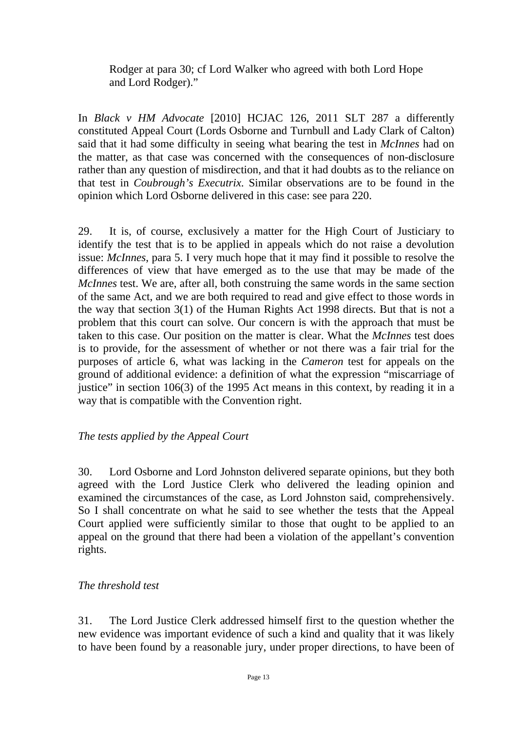Rodger at para 30; cf Lord Walker who agreed with both Lord Hope and Lord Rodger)."

In *Black v HM Advocate* [2010] HCJAC 126, 2011 SLT 287 a differently constituted Appeal Court (Lords Osborne and Turnbull and Lady Clark of Calton) said that it had some difficulty in seeing what bearing the test in *McInnes* had on the matter, as that case was concerned with the consequences of non-disclosure rather than any question of misdirection, and that it had doubts as to the reliance on that test in *Coubrough's Executrix*. Similar observations are to be found in the opinion which Lord Osborne delivered in this case: see para 220.

29. It is, of course, exclusively a matter for the High Court of Justiciary to identify the test that is to be applied in appeals which do not raise a devolution issue: *McInnes*, para 5. I very much hope that it may find it possible to resolve the differences of view that have emerged as to the use that may be made of the *McInnes* test. We are, after all, both construing the same words in the same section of the same Act, and we are both required to read and give effect to those words in the way that section 3(1) of the Human Rights Act 1998 directs. But that is not a problem that this court can solve. Our concern is with the approach that must be taken to this case. Our position on the matter is clear. What the *McInnes* test does is to provide, for the assessment of whether or not there was a fair trial for the purposes of article 6, what was lacking in the *Cameron* test for appeals on the ground of additional evidence: a definition of what the expression "miscarriage of justice" in section 106(3) of the 1995 Act means in this context, by reading it in a way that is compatible with the Convention right.

*The tests applied by the Appeal Court*

30. Lord Osborne and Lord Johnston delivered separate opinions, but they both agreed with the Lord Justice Clerk who delivered the leading opinion and examined the circumstances of the case, as Lord Johnston said, comprehensively. So I shall concentrate on what he said to see whether the tests that the Appeal Court applied were sufficiently similar to those that ought to be applied to an appeal on the ground that there had been a violation of the appellant's convention rights.

*The threshold test*

31. The Lord Justice Clerk addressed himself first to the question whether the new evidence was important evidence of such a kind and quality that it was likely to have been found by a reasonable jury, under proper directions, to have been of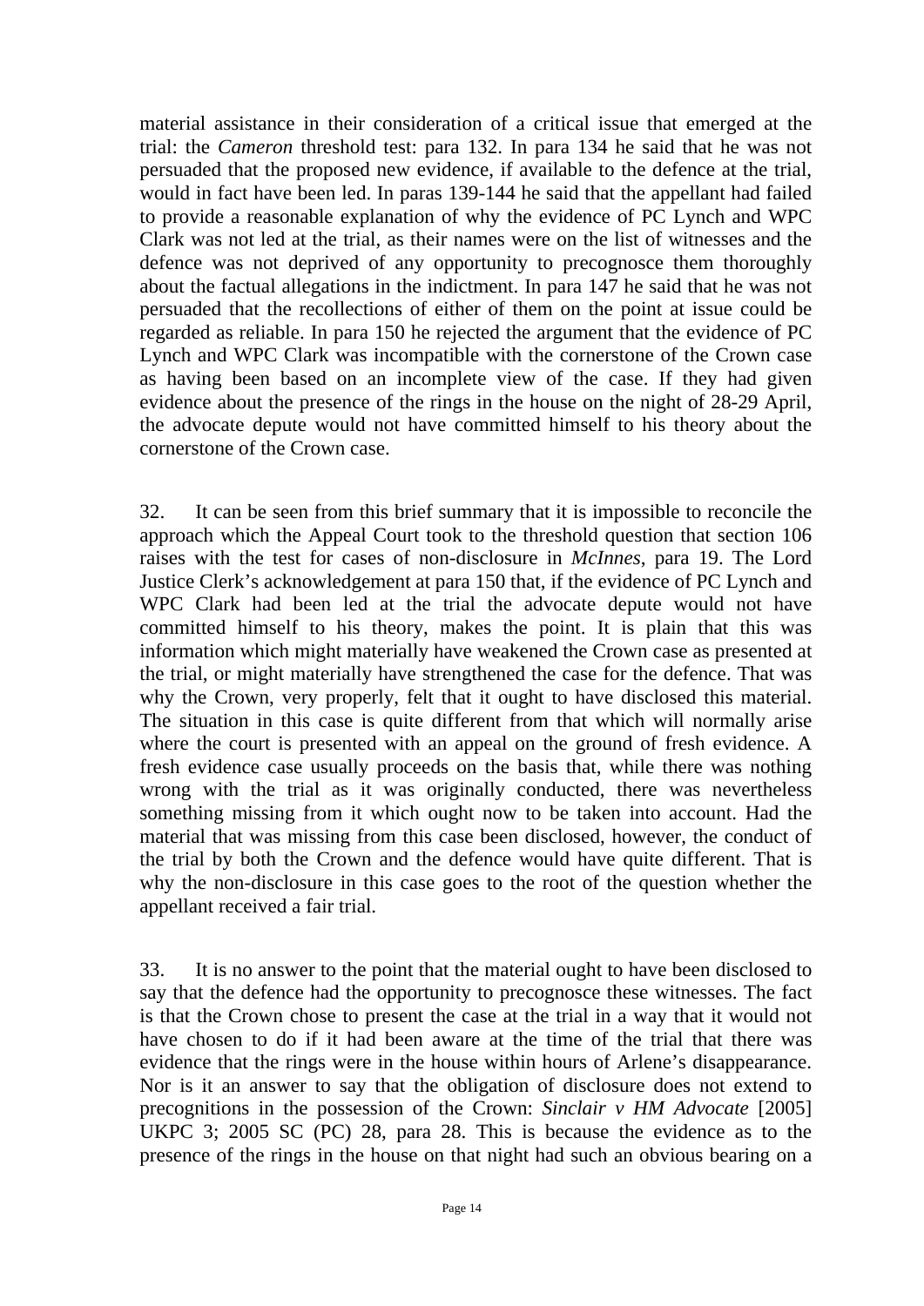material assistance in their consideration of a critical issue that emerged at the trial: the *Cameron* threshold test: para 132. In para 134 he said that he was not persuaded that the proposed new evidence, if available to the defence at the trial, would in fact have been led. In paras 139-144 he said that the appellant had failed to provide a reasonable explanation of why the evidence of PC Lynch and WPC Clark was not led at the trial, as their names were on the list of witnesses and the defence was not deprived of any opportunity to precognosce them thoroughly about the factual allegations in the indictment. In para 147 he said that he was not persuaded that the recollections of either of them on the point at issue could be regarded as reliable. In para 150 he rejected the argument that the evidence of PC Lynch and WPC Clark was incompatible with the cornerstone of the Crown case as having been based on an incomplete view of the case. If they had given evidence about the presence of the rings in the house on the night of 28-29 April, the advocate depute would not have committed himself to his theory about the cornerstone of the Crown case.

32. It can be seen from this brief summary that it is impossible to reconcile the approach which the Appeal Court took to the threshold question that section 106 raises with the test for cases of non-disclosure in *McInnes*, para 19. The Lord Justice Clerk's acknowledgement at para 150 that, if the evidence of PC Lynch and WPC Clark had been led at the trial the advocate depute would not have committed himself to his theory, makes the point. It is plain that this was information which might materially have weakened the Crown case as presented at the trial, or might materially have strengthened the case for the defence. That was why the Crown, very properly, felt that it ought to have disclosed this material. The situation in this case is quite different from that which will normally arise where the court is presented with an appeal on the ground of fresh evidence. A fresh evidence case usually proceeds on the basis that, while there was nothing wrong with the trial as it was originally conducted, there was nevertheless something missing from it which ought now to be taken into account. Had the material that was missing from this case been disclosed, however, the conduct of the trial by both the Crown and the defence would have quite different. That is why the non-disclosure in this case goes to the root of the question whether the appellant received a fair trial.

33. It is no answer to the point that the material ought to have been disclosed to say that the defence had the opportunity to precognosce these witnesses. The fact is that the Crown chose to present the case at the trial in a way that it would not have chosen to do if it had been aware at the time of the trial that there was evidence that the rings were in the house within hours of Arlene's disappearance. Nor is it an answer to say that the obligation of disclosure does not extend to precognitions in the possession of the Crown: *Sinclair v HM Advocate* [2005] UKPC 3; 2005 SC (PC) 28, para 28. This is because the evidence as to the presence of the rings in the house on that night had such an obvious bearing on a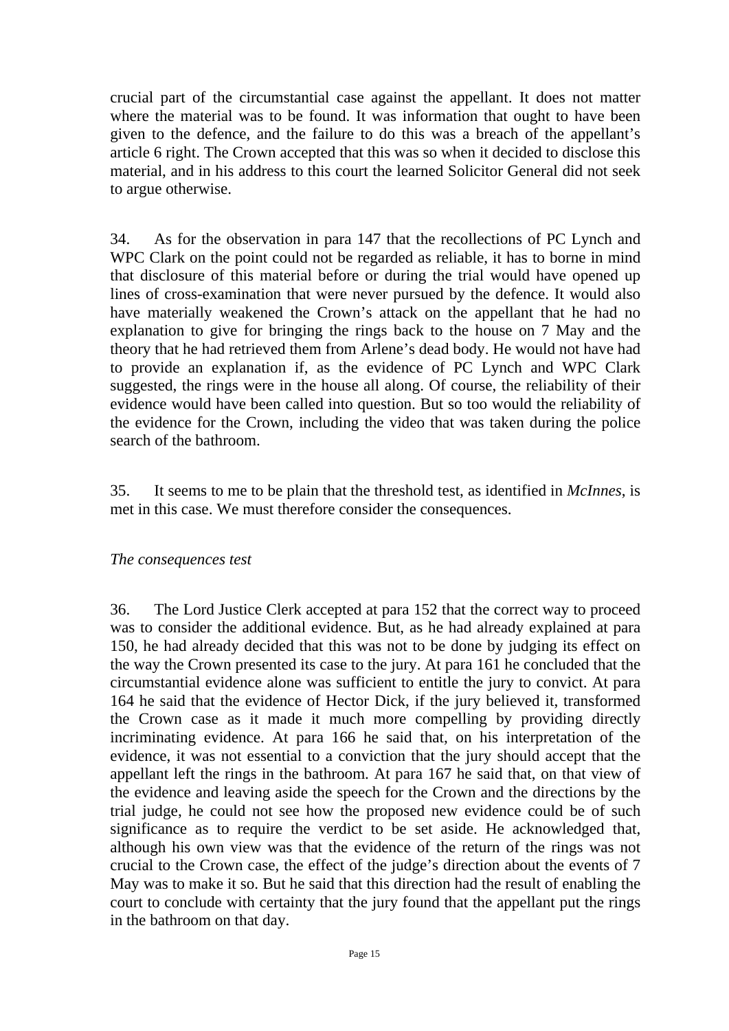crucial part of the circumstantial case against the appellant. It does not matter where the material was to be found. It was information that ought to have been given to the defence, and the failure to do this was a breach of the appellant's article 6 right. The Crown accepted that this was so when it decided to disclose this material, and in his address to this court the learned Solicitor General did not seek to argue otherwise.

34. As for the observation in para 147 that the recollections of PC Lynch and WPC Clark on the point could not be regarded as reliable, it has to borne in mind that disclosure of this material before or during the trial would have opened up lines of cross-examination that were never pursued by the defence. It would also have materially weakened the Crown's attack on the appellant that he had no explanation to give for bringing the rings back to the house on 7 May and the theory that he had retrieved them from Arlene's dead body. He would not have had to provide an explanation if, as the evidence of PC Lynch and WPC Clark suggested, the rings were in the house all along. Of course, the reliability of their evidence would have been called into question. But so too would the reliability of the evidence for the Crown, including the video that was taken during the police search of the bathroom.

35. It seems to me to be plain that the threshold test, as identified in *McInnes*, is met in this case. We must therefore consider the consequences.

*The consequences test*

36. The Lord Justice Clerk accepted at para 152 that the correct way to proceed was to consider the additional evidence. But, as he had already explained at para 150, he had already decided that this was not to be done by judging its effect on the way the Crown presented its case to the jury. At para 161 he concluded that the circumstantial evidence alone was sufficient to entitle the jury to convict. At para 164 he said that the evidence of Hector Dick, if the jury believed it, transformed the Crown case as it made it much more compelling by providing directly incriminating evidence. At para 166 he said that, on his interpretation of the evidence, it was not essential to a conviction that the jury should accept that the appellant left the rings in the bathroom. At para 167 he said that, on that view of the evidence and leaving aside the speech for the Crown and the directions by the trial judge, he could not see how the proposed new evidence could be of such significance as to require the verdict to be set aside. He acknowledged that, although his own view was that the evidence of the return of the rings was not crucial to the Crown case, the effect of the judge's direction about the events of 7 May was to make it so. But he said that this direction had the result of enabling the court to conclude with certainty that the jury found that the appellant put the rings in the bathroom on that day.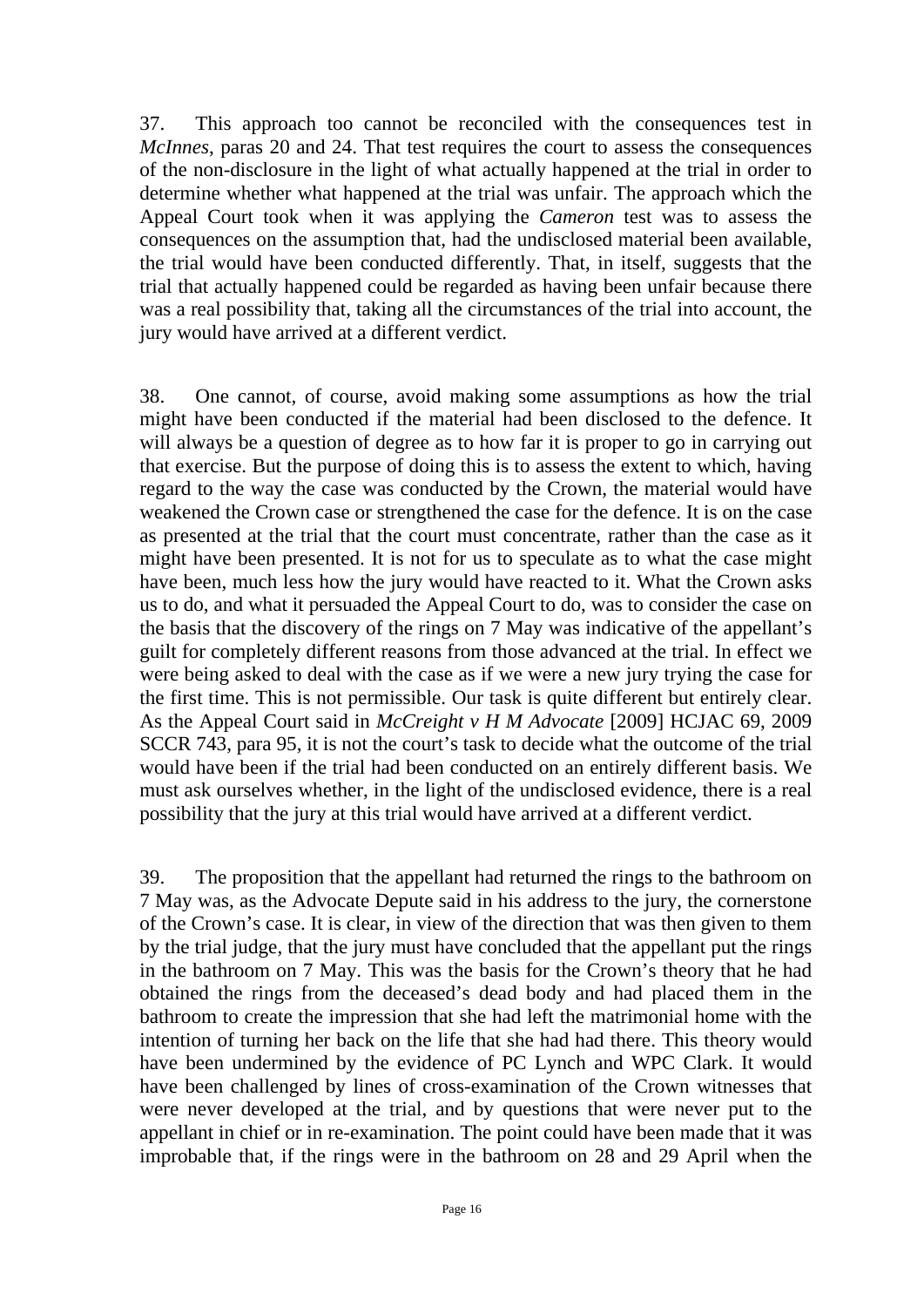37. This approach too cannot be reconciled with the consequences test in *McInnes*, paras 20 and 24. That test requires the court to assess the consequences of the non-disclosure in the light of what actually happened at the trial in order to determine whether what happened at the trial was unfair. The approach which the Appeal Court took when it was applying the *Cameron* test was to assess the consequences on the assumption that, had the undisclosed material been available, the trial would have been conducted differently. That, in itself, suggests that the trial that actually happened could be regarded as having been unfair because there was a real possibility that, taking all the circumstances of the trial into account, the jury would have arrived at a different verdict.

38. One cannot, of course, avoid making some assumptions as how the trial might have been conducted if the material had been disclosed to the defence. It will always be a question of degree as to how far it is proper to go in carrying out that exercise. But the purpose of doing this is to assess the extent to which, having regard to the way the case was conducted by the Crown, the material would have weakened the Crown case or strengthened the case for the defence. It is on the case as presented at the trial that the court must concentrate, rather than the case as it might have been presented. It is not for us to speculate as to what the case might have been, much less how the jury would have reacted to it. What the Crown asks us to do, and what it persuaded the Appeal Court to do, was to consider the case on the basis that the discovery of the rings on 7 May was indicative of the appellant's guilt for completely different reasons from those advanced at the trial. In effect we were being asked to deal with the case as if we were a new jury trying the case for the first time. This is not permissible. Our task is quite different but entirely clear. As the Appeal Court said in *McCreight v H M Advocate* [2009] HCJAC 69, 2009 SCCR 743, para 95, it is not the court's task to decide what the outcome of the trial would have been if the trial had been conducted on an entirely different basis. We must ask ourselves whether, in the light of the undisclosed evidence, there is a real possibility that the jury at this trial would have arrived at a different verdict.

39. The proposition that the appellant had returned the rings to the bathroom on 7 May was, as the Advocate Depute said in his address to the jury, the cornerstone of the Crown's case. It is clear, in view of the direction that was then given to them by the trial judge, that the jury must have concluded that the appellant put the rings in the bathroom on 7 May. This was the basis for the Crown's theory that he had obtained the rings from the deceased's dead body and had placed them in the bathroom to create the impression that she had left the matrimonial home with the intention of turning her back on the life that she had had there. This theory would have been undermined by the evidence of PC Lynch and WPC Clark. It would have been challenged by lines of cross-examination of the Crown witnesses that were never developed at the trial, and by questions that were never put to the appellant in chief or in re-examination. The point could have been made that it was improbable that, if the rings were in the bathroom on 28 and 29 April when the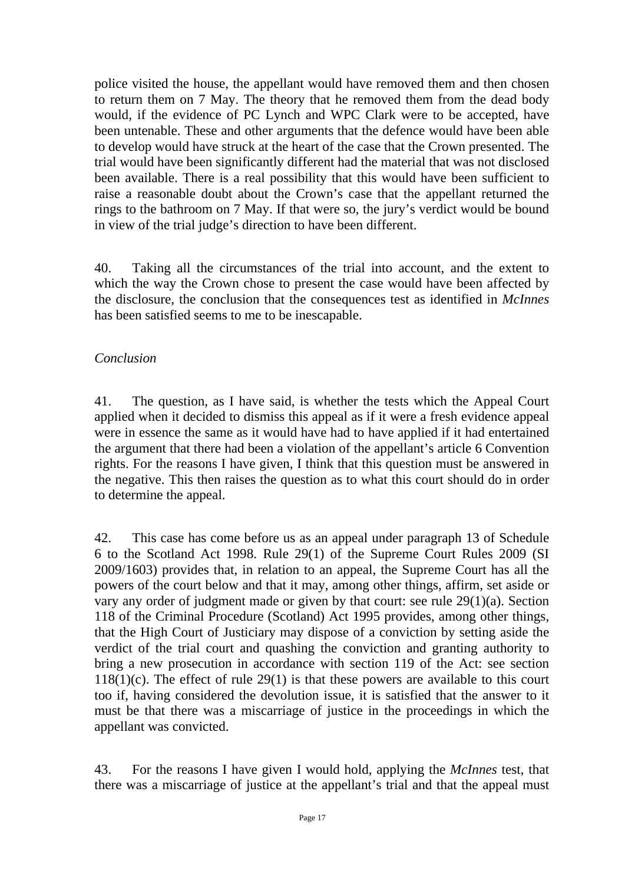police visited the house, the appellant would have removed them and then chosen to return them on 7 May. The theory that he removed them from the dead body would, if the evidence of PC Lynch and WPC Clark were to be accepted, have been untenable. These and other arguments that the defence would have been able to develop would have struck at the heart of the case that the Crown presented. The trial would have been significantly different had the material that was not disclosed been available. There is a real possibility that this would have been sufficient to raise a reasonable doubt about the Crown's case that the appellant returned the rings to the bathroom on 7 May. If that were so, the jury's verdict would be bound in view of the trial judge's direction to have been different.

40. Taking all the circumstances of the trial into account, and the extent to which the way the Crown chose to present the case would have been affected by the disclosure, the conclusion that the consequences test as identified in *McInnes* has been satisfied seems to me to be inescapable.

*Conclusion*

41. The question, as I have said, is whether the tests which the Appeal Court applied when it decided to dismiss this appeal as if it were a fresh evidence appeal were in essence the same as it would have had to have applied if it had entertained the argument that there had been a violation of the appellant's article 6 Convention rights. For the reasons I have given, I think that this question must be answered in the negative. This then raises the question as to what this court should do in order to determine the appeal.

42. This case has come before us as an appeal under paragraph 13 of Schedule 6 to the Scotland Act 1998. Rule 29(1) of the Supreme Court Rules 2009 (SI 2009/1603) provides that, in relation to an appeal, the Supreme Court has all the powers of the court below and that it may, among other things, affirm, set aside or vary any order of judgment made or given by that court: see rule 29(1)(a). Section 118 of the Criminal Procedure (Scotland) Act 1995 provides, among other things, that the High Court of Justiciary may dispose of a conviction by setting aside the verdict of the trial court and quashing the conviction and granting authority to bring a new prosecution in accordance with section 119 of the Act: see section 118(1)(c). The effect of rule 29(1) is that these powers are available to this court too if, having considered the devolution issue, it is satisfied that the answer to it must be that there was a miscarriage of justice in the proceedings in which the appellant was convicted.

43. For the reasons I have given I would hold, applying the *McInnes* test, that there was a miscarriage of justice at the appellant's trial and that the appeal must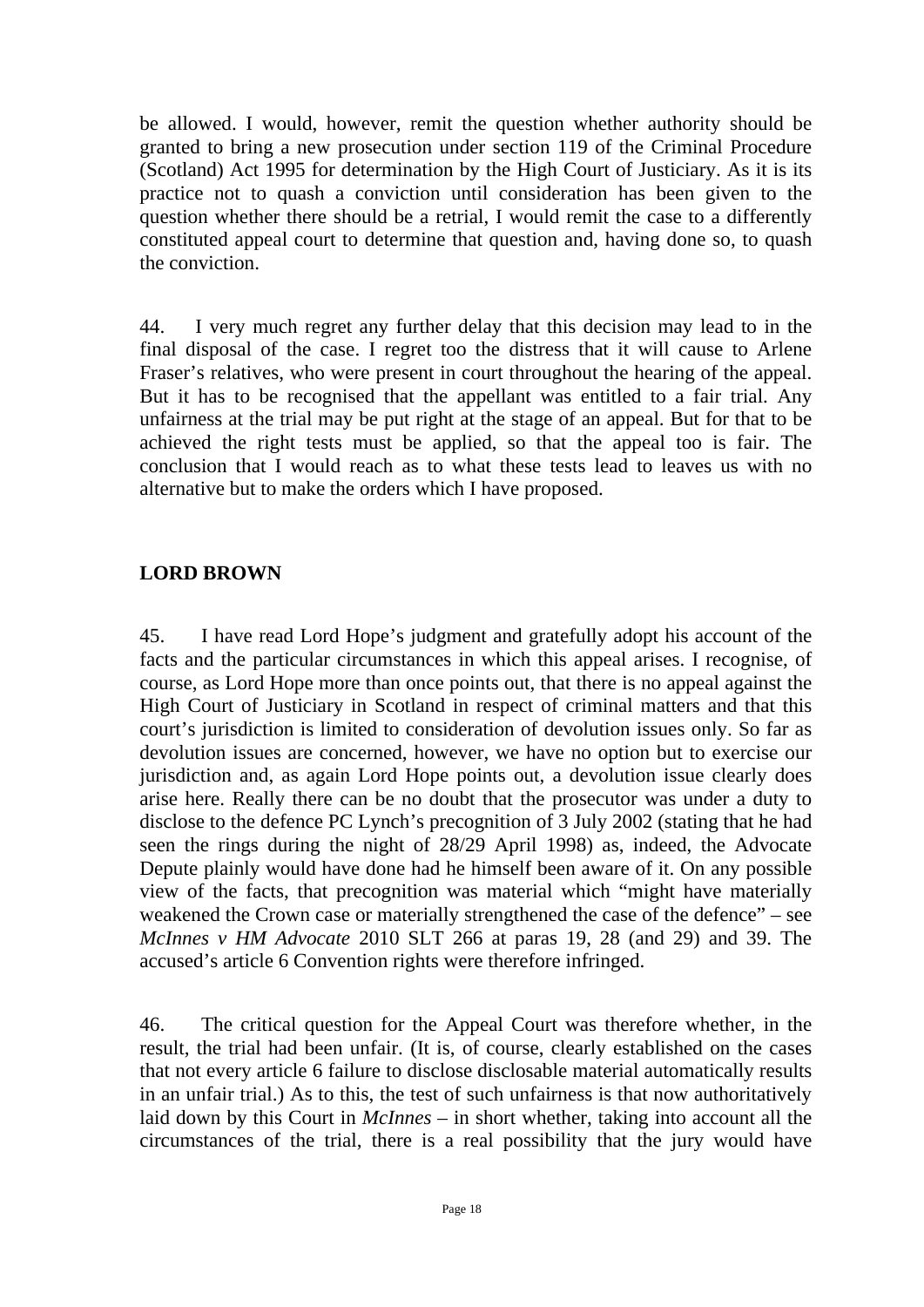be allowed. I would, however, remit the question whether authority should be granted to bring a new prosecution under section 119 of the Criminal Procedure (Scotland) Act 1995 for determination by the High Court of Justiciary. As it is its practice not to quash a conviction until consideration has been given to the question whether there should be a retrial, I would remit the case to a differently constituted appeal court to determine that question and, having done so, to quash the conviction.

44. I very much regret any further delay that this decision may lead to in the final disposal of the case. I regret too the distress that it will cause to Arlene Fraser's relatives, who were present in court throughout the hearing of the appeal. But it has to be recognised that the appellant was entitled to a fair trial. Any unfairness at the trial may be put right at the stage of an appeal. But for that to be achieved the right tests must be applied, so that the appeal too is fair. The conclusion that I would reach as to what these tests lead to leaves us with no alternative but to make the orders which I have proposed.

## LORD BROWN

45. I have read Lord Hope's judgment and gratefully adopt his account of the facts and the particular circumstances in which this appeal arises. I recognise, of course, as Lord Hope more than once points out, that there is no appeal against the High Court of Justiciary in Scotland in respect of criminal matters and that this court's jurisdiction is limited to consideration of devolution issues only. So far as devolution issues are concerned, however, we have no option but to exercise our jurisdiction and, as again Lord Hope points out, a devolution issue clearly does arise here. Really there can be no doubt that the prosecutor was under a duty to disclose to the defence PC Lynch's precognition of 3 July 2002 (stating that he had seen the rings during the night of 28/29 April 1998) as, indeed, the Advocate Depute plainly would have done had he himself been aware of it. On any possible view of the facts, that precognition was material which "might have materially weakened the Crown case or materially strengthened the case of the defence" – see *McInnes v HM Advocate* 2010 SLT 266 at paras 19, 28 (and 29) and 39. The accused's article 6 Convention rights were therefore infringed.

46. The critical question for the Appeal Court was therefore whether, in the result, the trial had been unfair. (It is, of course, clearly established on the cases that not every article 6 failure to disclose disclosable material automatically results in an unfair trial.) As to this, the test of such unfairness is that now authoritatively laid down by this Court in *McInnes* – in short whether, taking into account all the circumstances of the trial, there is a real possibility that the jury would have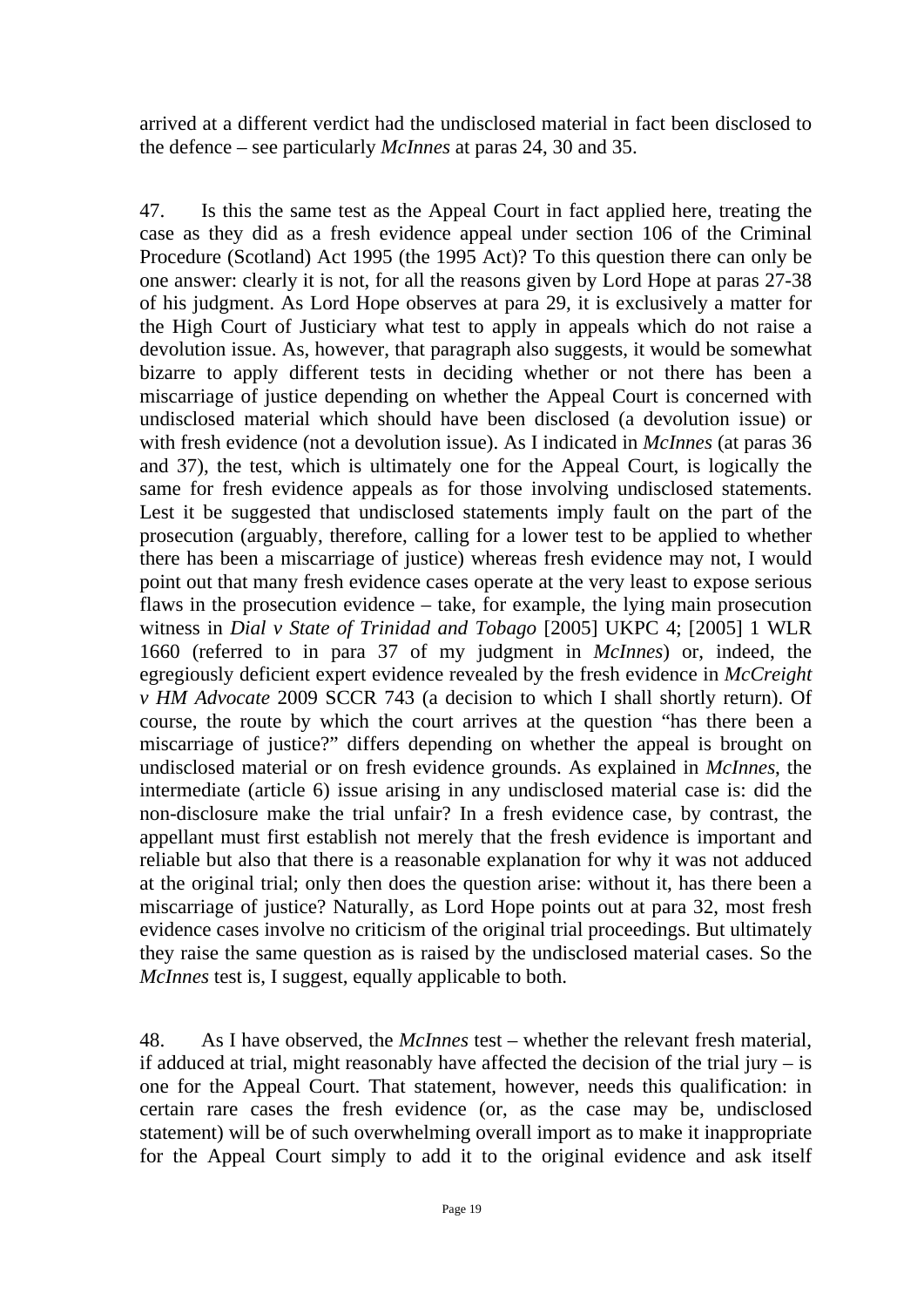arrived at a different verdict had the undisclosed material in fact been disclosed to the defence – see particularly *McInnes* at paras 24, 30 and 35.

47. Is this the same test as the Appeal Court in fact applied here, treating the case as they did as a fresh evidence appeal under section 106 of the Criminal Procedure (Scotland) Act 1995 (the 1995 Act)? To this question there can only be one answer: clearly it is not, for all the reasons given by Lord Hope at paras 27-38 of his judgment. As Lord Hope observes at para 29, it is exclusively a matter for the High Court of Justiciary what test to apply in appeals which do not raise a devolution issue. As, however, that paragraph also suggests, it would be somewhat bizarre to apply different tests in deciding whether or not there has been a miscarriage of justice depending on whether the Appeal Court is concerned with undisclosed material which should have been disclosed (a devolution issue) or with fresh evidence (not a devolution issue). As I indicated in *McInnes* (at paras 36 and 37), the test, which is ultimately one for the Appeal Court, is logically the same for fresh evidence appeals as for those involving undisclosed statements. Lest it be suggested that undisclosed statements imply fault on the part of the prosecution (arguably, therefore, calling for a lower test to be applied to whether there has been a miscarriage of justice) whereas fresh evidence may not, I would point out that many fresh evidence cases operate at the very least to expose serious flaws in the prosecution evidence – take, for example, the lying main prosecution witness in *Dial v State of Trinidad and Tobago* [2005] UKPC 4; [2005] 1 WLR 1660 (referred to in para 37 of my judgment in *McInnes*) or, indeed, the egregiously deficient expert evidence revealed by the fresh evidence in *McCreight v HM Advocate* 2009 SCCR 743 (a decision to which I shall shortly return). Of course, the route by which the court arrives at the question "has there been a miscarriage of justice?" differs depending on whether the appeal is brought on undisclosed material or on fresh evidence grounds. As explained in *McInnes*, the intermediate (article 6) issue arising in any undisclosed material case is: did the non-disclosure make the trial unfair? In a fresh evidence case, by contrast, the appellant must first establish not merely that the fresh evidence is important and reliable but also that there is a reasonable explanation for why it was not adduced at the original trial; only then does the question arise: without it, has there been a miscarriage of justice? Naturally, as Lord Hope points out at para 32, most fresh evidence cases involve no criticism of the original trial proceedings. But ultimately they raise the same question as is raised by the undisclosed material cases. So the *McInnes* test is, I suggest, equally applicable to both.

48. As I have observed, the *McInnes* test – whether the relevant fresh material, if adduced at trial, might reasonably have affected the decision of the trial jury – is one for the Appeal Court. That statement, however, needs this qualification: in certain rare cases the fresh evidence (or, as the case may be, undisclosed statement) will be of such overwhelming overall import as to make it inappropriate for the Appeal Court simply to add it to the original evidence and ask itself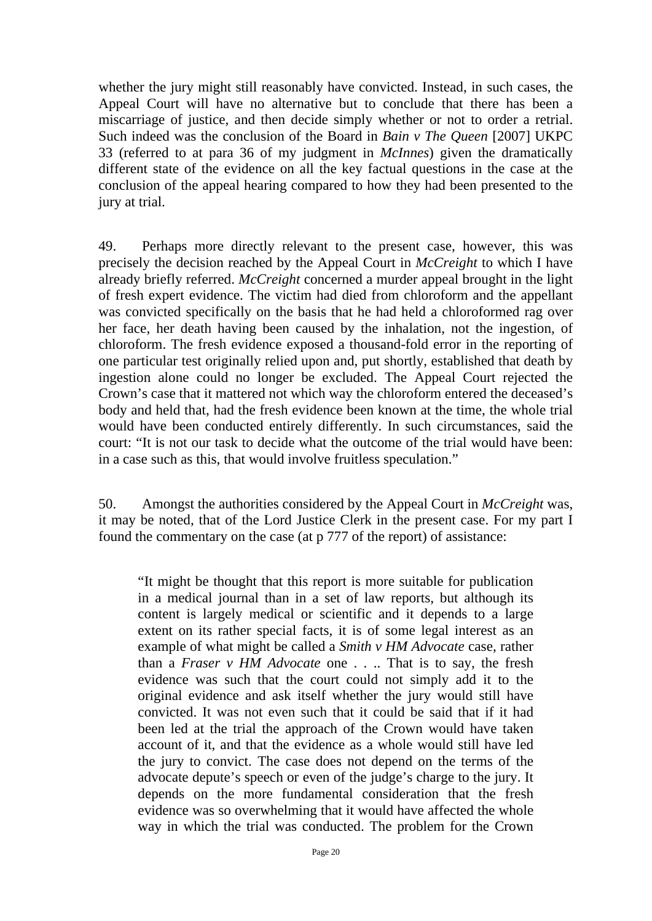whether the jury might still reasonably have convicted. Instead, in such cases, the Appeal Court will have no alternative but to conclude that there has been a miscarriage of justice, and then decide simply whether or not to order a retrial. Such indeed was the conclusion of the Board in *Bain v The Queen* [2007] UKPC 33 (referred to at para 36 of my judgment in *McInnes*) given the dramatically different state of the evidence on all the key factual questions in the case at the conclusion of the appeal hearing compared to how they had been presented to the jury at trial.

49. Perhaps more directly relevant to the present case, however, this was precisely the decision reached by the Appeal Court in *McCreight* to which I have already briefly referred. *McCreight* concerned a murder appeal brought in the light of fresh expert evidence. The victim had died from chloroform and the appellant was convicted specifically on the basis that he had held a chloroformed rag over her face, her death having been caused by the inhalation, not the ingestion, of chloroform. The fresh evidence exposed a thousand-fold error in the reporting of one particular test originally relied upon and, put shortly, established that death by ingestion alone could no longer be excluded. The Appeal Court rejected the Crown's case that it mattered not which way the chloroform entered the deceased's body and held that, had the fresh evidence been known at the time, the whole trial would have been conducted entirely differently. In such circumstances, said the court: "It is not our task to decide what the outcome of the trial would have been: in a case such as this, that would involve fruitless speculation."

50. Amongst the authorities considered by the Appeal Court in *McCreight* was, it may be noted, that of the Lord Justice Clerk in the present case. For my part I found the commentary on the case (at p 777 of the report) of assistance:

> "It might be thought that this report is more suitable for publication in a medical journal than in a set of law reports, but although its content is largely medical or scientific and it depends to a large extent on its rather special facts, it is of some legal interest as an example of what might be called a *Smith v HM Advocate* case, rather than a *Fraser v HM Advocate* one . . .. That is to say, the fresh evidence was such that the court could not simply add it to the original evidence and ask itself whether the jury would still have convicted. It was not even such that it could be said that if it had been led at the trial the approach of the Crown would have taken account of it, and that the evidence as a whole would still have led the jury to convict. The case does not depend on the terms of the advocate depute's speech or even of the judge's charge to the jury. It depends on the more fundamental consideration that the fresh evidence was so overwhelming that it would have affected the whole way in which the trial was conducted. The problem for the Crown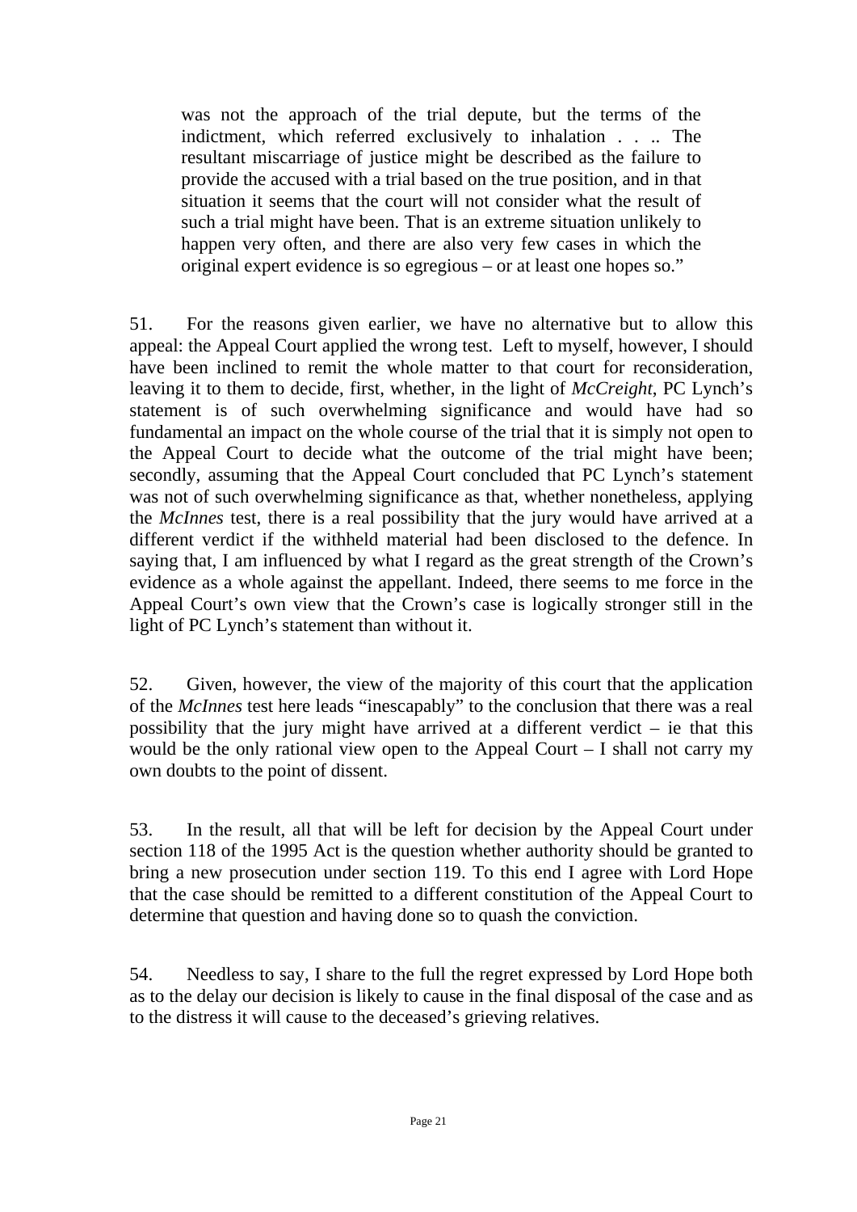> was not the approach of the trial depute, but the terms of the indictment, which referred exclusively to inhalation . . .. The resultant miscarriage of justice might be described as the failure to provide the accused with a trial based on the true position, and in that situation it seems that the court will not consider what the result of such a trial might have been. That is an extreme situation unlikely to happen very often, and there are also very few cases in which the original expert evidence is so egregious – or at least one hopes so."

51. For the reasons given earlier, we have no alternative but to allow this appeal: the Appeal Court applied the wrong test. Left to myself, however, I should have been inclined to remit the whole matter to that court for reconsideration, leaving it to them to decide, first, whether, in the light of *McCreight*, PC Lynch's statement is of such overwhelming significance and would have had so fundamental an impact on the whole course of the trial that it is simply not open to the Appeal Court to decide what the outcome of the trial might have been; secondly, assuming that the Appeal Court concluded that PC Lynch's statement was not of such overwhelming significance as that, whether nonetheless, applying the *McInnes* test, there is a real possibility that the jury would have arrived at a different verdict if the withheld material had been disclosed to the defence. In saying that, I am influenced by what I regard as the great strength of the Crown's evidence as a whole against the appellant. Indeed, there seems to me force in the Appeal Court's own view that the Crown's case is logically stronger still in the light of PC Lynch's statement than without it.

52. Given, however, the view of the majority of this court that the application of the *McInnes* test here leads "inescapably" to the conclusion that there was a real possibility that the jury might have arrived at a different verdict – ie that this would be the only rational view open to the Appeal Court – I shall not carry my own doubts to the point of dissent.

53. In the result, all that will be left for decision by the Appeal Court under section 118 of the 1995 Act is the question whether authority should be granted to bring a new prosecution under section 119. To this end I agree with Lord Hope that the case should be remitted to a different constitution of the Appeal Court to determine that question and having done so to quash the conviction.

54. Needless to say, I share to the full the regret expressed by Lord Hope both as to the delay our decision is likely to cause in the final disposal of the case and as to the distress it will cause to the deceased's grieving relatives.